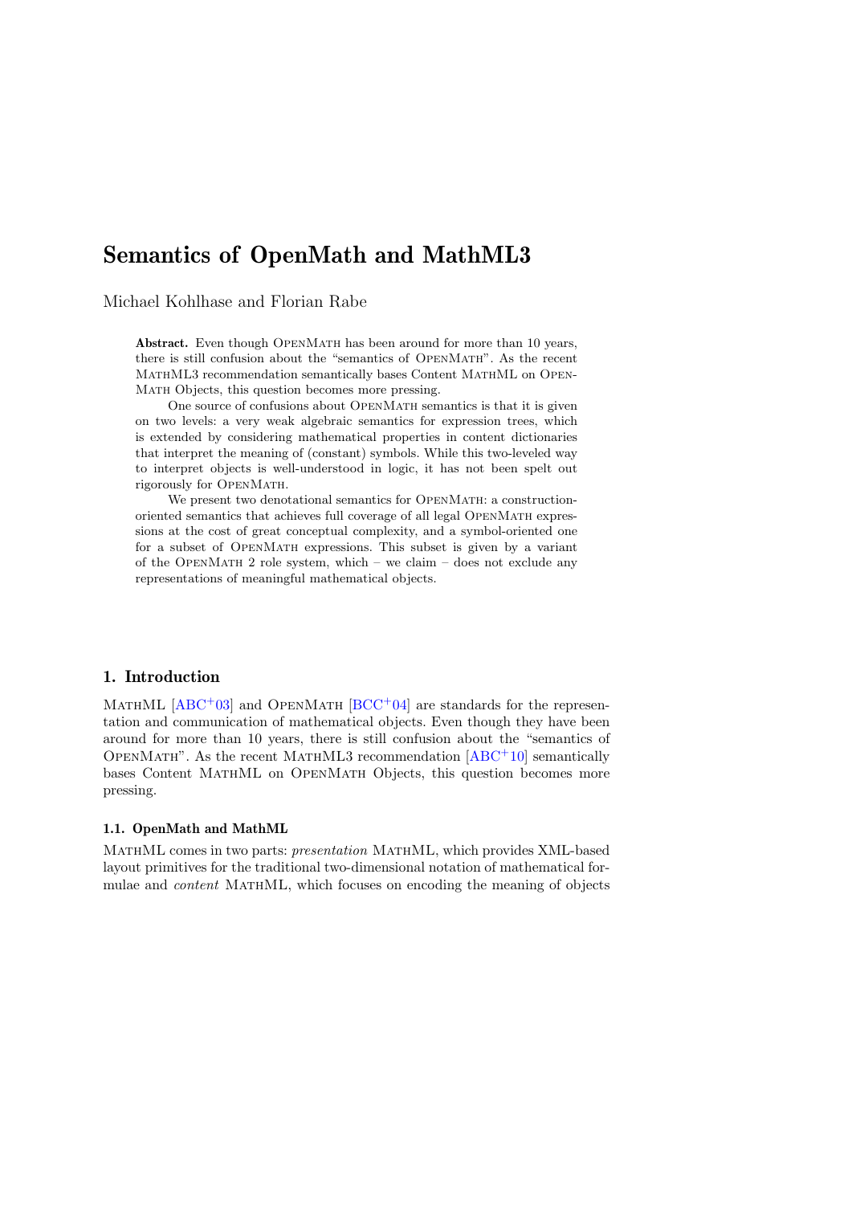# Semantics of OpenMath and MathML3

Michael Kohlhase and Florian Rabe

**Abstract.** Even though OpenMath has been around for more than 10 years, there is still confusion about the "semantics of OpenMath". As the recent MathML3 recommendation semantically bases Content MathML on OpenMath Objects, this question becomes more pressing.

One source of confusions about OpenMath semantics is that it is given on two levels: a very weak algebraic semantics for expression trees, which is extended by considering mathematical properties in content dictionaries that interpret the meaning of (constant) symbols. While this two-leveled way to interpret objects is well-understood in logic, it has not been spelt out rigorously for OpenMath.

We present two denotational semantics for OpenMath: a construction-oriented semantics that achieves full coverage of all legal OpenMath expressions at the cost of great conceptual complexity, and a symbol-oriented one for a subset of OpenMath expressions. This subset is given by a variant of the OpenMath 2 role system, which – we claim – does not exclude any representations of meaningful mathematical objects.

## 1. Introduction

MathML [ABC+03] and OpenMath [BCC+04] are standards for the representation and communication of mathematical objects. Even though they have been around for more than 10 years, there is still confusion about the "semantics of OpenMath". As the recent MathML3 recommendation [ABC+10] semantically bases Content MathML on OpenMath Objects, this question becomes more pressing.

### 1.1. OpenMath and MathML

MathML comes in two parts: *presentation* MathML, which provides XML-based layout primitives for the traditional two-dimensional notation of mathematical formulae and *content* MathML, which focuses on encoding the meaning of objects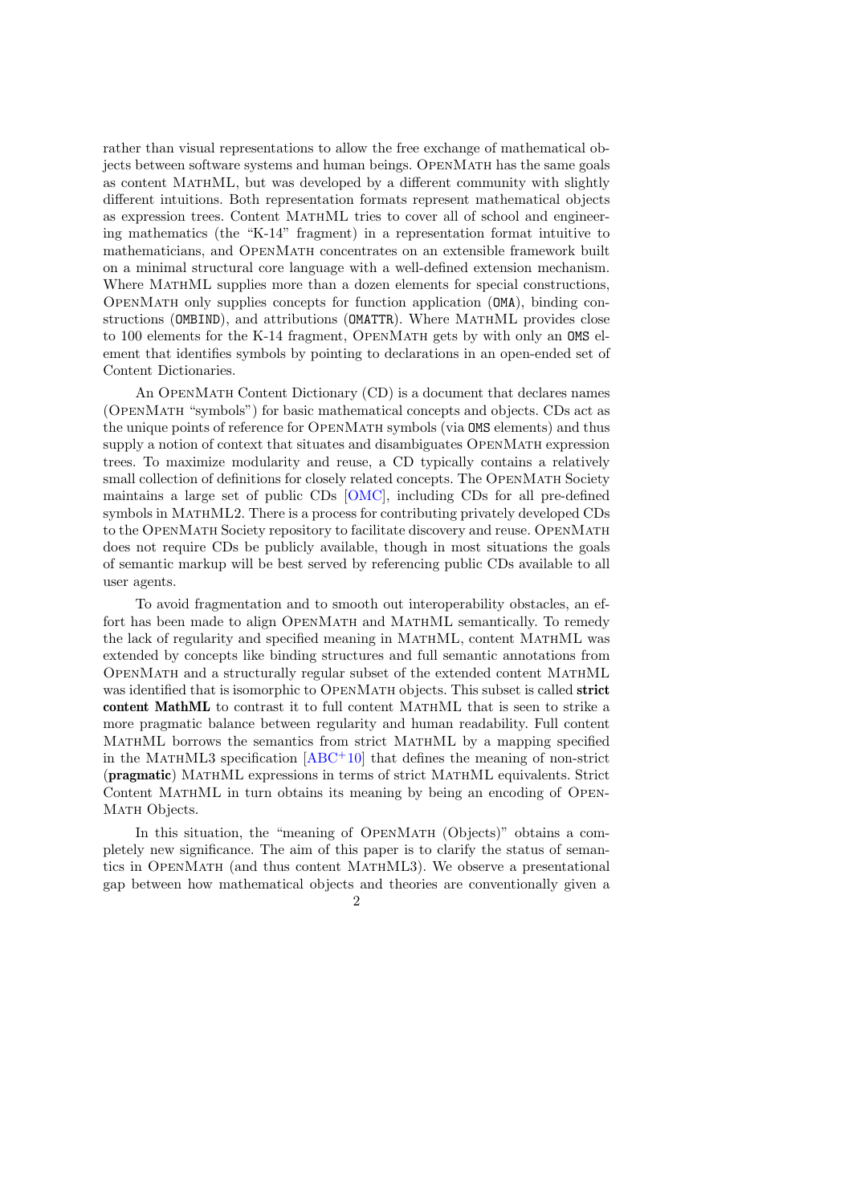rather than visual representations to allow the free exchange of mathematical objects between software systems and human beings. OpenMath has the same goals as content MathML, but was developed by a different community with slightly different intuitions. Both representation formats represent mathematical objects as expression trees. Content MathML tries to cover all of school and engineering mathematics (the "K-14" fragment) in a representation format intuitive to mathematicians, and OpenMath concentrates on an extensible framework built on a minimal structural core language with a well-defined extension mechanism. Where MathML supplies more than a dozen elements for special constructions, OpenMath only supplies concepts for function application (`OMA`), binding constructions (`OMBIND`), and attributions (`OMATTR`). Where MathML provides close to 100 elements for the K-14 fragment, OpenMath gets by with only an `OMS` element that identifies symbols by pointing to declarations in an open-ended set of Content Dictionaries.

An OpenMath Content Dictionary (CD) is a document that declares names (OpenMath "symbols") for basic mathematical concepts and objects. CDs act as the unique points of reference for OpenMath symbols (via `OMS` elements) and thus supply a notion of context that situates and disambiguates OpenMath expression trees. To maximize modularity and reuse, a CD typically contains a relatively small collection of definitions for closely related concepts. The OpenMath Society maintains a large set of public CDs [OMC], including CDs for all pre-defined symbols in MathML2. There is a process for contributing privately developed CDs to the OpenMath Society repository to facilitate discovery and reuse. OpenMath does not require CDs be publicly available, though in most situations the goals of semantic markup will be best served by referencing public CDs available to all user agents.

To avoid fragmentation and to smooth out interoperability obstacles, an effort has been made to align OpenMath and MathML semantically. To remedy the lack of regularity and specified meaning in MathML, content MathML was extended by concepts like binding structures and full semantic annotations from OpenMath and a structurally regular subset of the extended content MathML was identified that is isomorphic to OpenMath objects. This subset is called **strict content MathML** to contrast it to full content MathML that is seen to strike a more pragmatic balance between regularity and human readability. Full content MathML borrows the semantics from strict MathML by a mapping specified in the MathML3 specification [ABC+10] that defines the meaning of non-strict (**pragmatic**) MathML expressions in terms of strict MathML equivalents. Strict Content MathML in turn obtains its meaning by being an encoding of OpenMath Objects.

In this situation, the "meaning of OpenMath (Objects)" obtains a completely new significance. The aim of this paper is to clarify the status of semantics in OpenMath (and thus content MathML3). We observe a presentational gap between how mathematical objects and theories are conventionally given a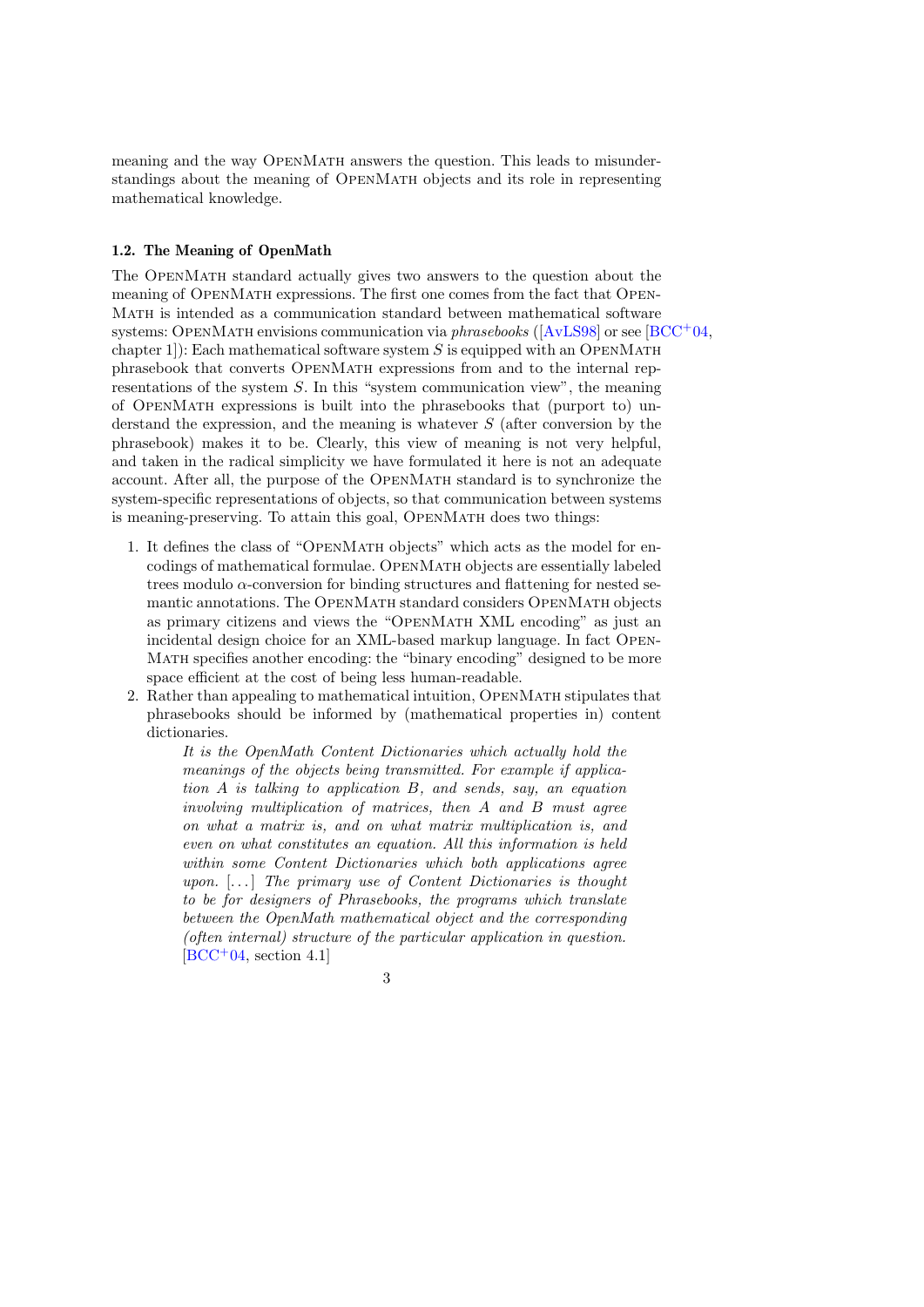meaning and the way OpenMath answers the question. This leads to misunderstandings about the meaning of OpenMath objects and its role in representing mathematical knowledge.

### 1.2. The Meaning of OpenMath

The OpenMath standard actually gives two answers to the question about the meaning of OpenMath expressions. The first one comes from the fact that OpenMath is intended as a communication standard between mathematical software systems: OpenMath envisions communication via *phrasebooks* ([AvLS98] or see [BCC+04, chapter 1]): Each mathematical software system $S$ is equipped with an OpenMath phrasebook that converts OpenMath expressions from and to the internal representations of the system $S$. In this "system communication view", the meaning of OpenMath expressions is built into the phrasebooks that (purport to) understand the expression, and the meaning is whatever $S$ (after conversion by the phrasebook) makes it to be. Clearly, this view of meaning is not very helpful, and taken in the radical simplicity we have formulated it here is not an adequate account. After all, the purpose of the OpenMath standard is to synchronize the system-specific representations of objects, so that communication between systems is meaning-preserving. To attain this goal, OpenMath does two things:

1. It defines the class of "OpenMath objects" which acts as the model for encodings of mathematical formulae. OpenMath objects are essentially labeled trees modulo $\alpha$-conversion for binding structures and flattening for nested semantic annotations. The OpenMath standard considers OpenMath objects as primary citizens and views the "OpenMath XML encoding" as just an incidental design choice for an XML-based markup language. In fact OpenMath specifies another encoding: the "binary encoding" designed to be more space efficient at the cost of being less human-readable.
2. Rather than appealing to mathematical intuition, OpenMath stipulates that phrasebooks should be informed by (mathematical properties in) content dictionaries.

   > *It is the OpenMath Content Dictionaries which actually hold the meanings of the objects being transmitted. For example if application A is talking to application B, and sends, say, an equation involving multiplication of matrices, then A and B must agree on what a matrix is, and on what matrix multiplication is, and even on what constitutes an equation. All this information is held within some Content Dictionaries which both applications agree upon.* [...] *The primary use of Content Dictionaries is thought to be for designers of Phrasebooks, the programs which translate between the OpenMath mathematical object and the corresponding (often internal) structure of the particular application in question.* [BCC+04, section 4.1]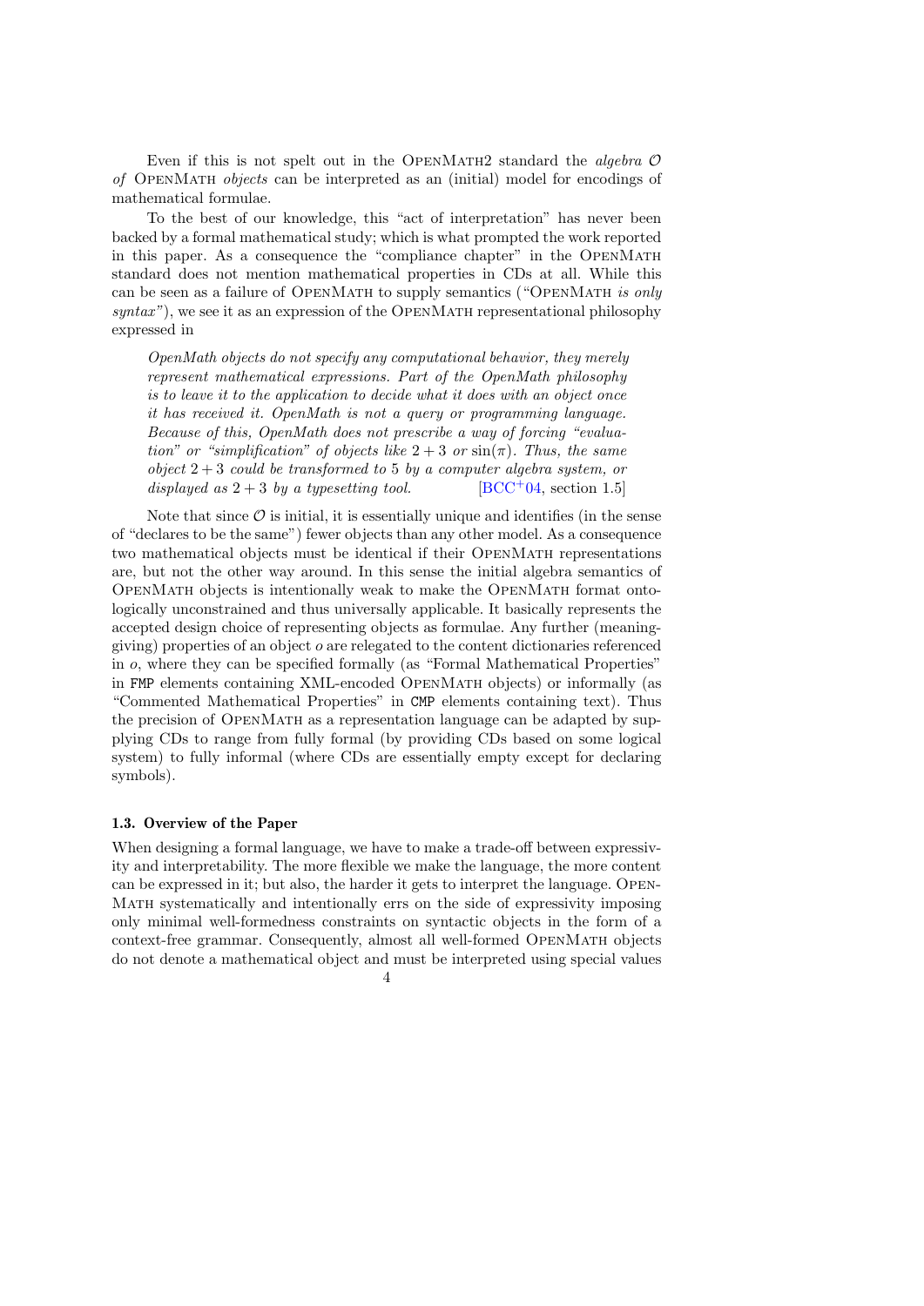Even if this is not spelt out in the OpenMath2 standard the *algebra $\mathcal{O}$ of* OpenMath *objects* can be interpreted as an (initial) model for encodings of mathematical formulae.

To the best of our knowledge, this "act of interpretation" has never been backed by a formal mathematical study; which is what prompted the work reported in this paper. As a consequence the "compliance chapter" in the OpenMath standard does not mention mathematical properties in CDs at all. While this can be seen as a failure of OpenMath to supply semantics ("OpenMath *is only syntax*"), we see it as an expression of the OpenMath representational philosophy expressed in

> *OpenMath objects do not specify any computational behavior, they merely represent mathematical expressions. Part of the OpenMath philosophy is to leave it to the application to decide what it does with an object once it has received it. OpenMath is not a query or programming language. Because of this, OpenMath does not prescribe a way of forcing "evaluation" or "simplification" of objects like $2+3$ or $\sin(\pi)$. Thus, the same object $2+3$ could be transformed to 5 by a computer algebra system, or displayed as $2+3$ by a typesetting tool.* [BCC+04, section 1.5]

Note that since $\mathcal{O}$ is initial, it is essentially unique and identifies (in the sense of "declares to be the same") fewer objects than any other model. As a consequence two mathematical objects must be identical if their OpenMath representations are, but not the other way around. In this sense the initial algebra semantics of OpenMath objects is intentionally weak to make the OpenMath format ontologically unconstrained and thus universally applicable. It basically represents the accepted design choice of representing objects as formulae. Any further (meaning-giving) properties of an object $o$ are relegated to the content dictionaries referenced in $o$, where they can be specified formally (as "Formal Mathematical Properties" in `FMP` elements containing XML-encoded OpenMath objects) or informally (as "Commented Mathematical Properties" in `CMP` elements containing text). Thus the precision of OpenMath as a representation language can be adapted by supplying CDs to range from fully formal (by providing CDs based on some logical system) to fully informal (where CDs are essentially empty except for declaring symbols).

### 1.3. Overview of the Paper

When designing a formal language, we have to make a trade-off between expressivity and interpretability. The more flexible we make the language, the more content can be expressed in it; but also, the harder it gets to interpret the language. OpenMath systematically and intentionally errs on the side of expressivity imposing only minimal well-formedness constraints on syntactic objects in the form of a context-free grammar. Consequently, almost all well-formed OpenMath objects do not denote a mathematical object and must be interpreted using special values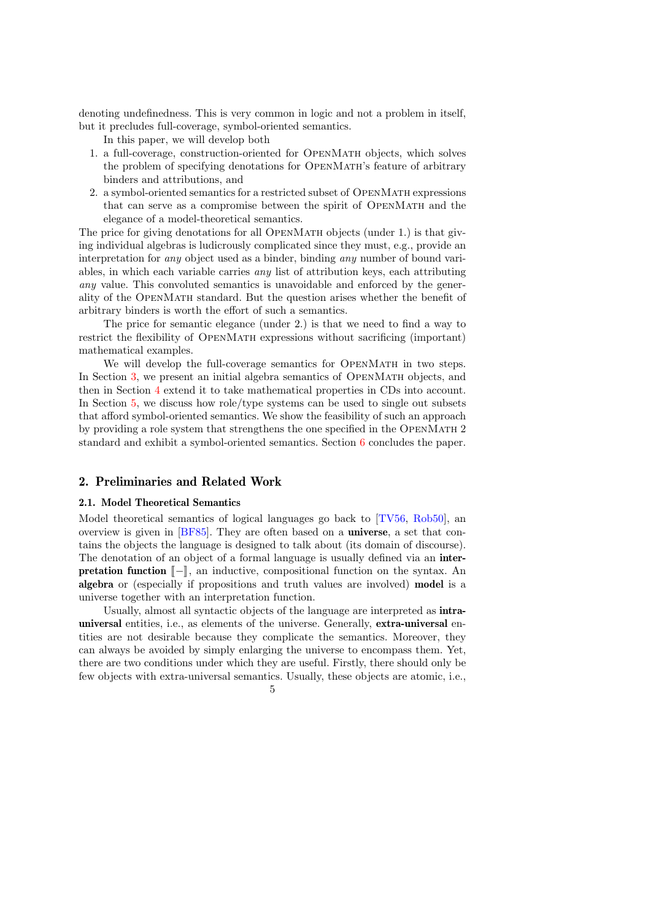denoting undefinedness. This is very common in logic and not a problem in itself, but it precludes full-coverage, symbol-oriented semantics.

In this paper, we will develop both

1. a full-coverage, construction-oriented for OpenMath objects, which solves the problem of specifying denotations for OpenMath's feature of arbitrary binders and attributions, and
2. a symbol-oriented semantics for a restricted subset of OpenMath expressions that can serve as a compromise between the spirit of OpenMath and the elegance of a model-theoretical semantics.

The price for giving denotations for all OpenMath objects (under 1.) is that giving individual algebras is ludicrously complicated since they must, e.g., provide an interpretation for *any* object used as a binder, binding *any* number of bound variables, in which each variable carries *any* list of attribution keys, each attributing *any* value. This convoluted semantics is unavoidable and enforced by the generality of the OpenMath standard. But the question arises whether the benefit of arbitrary binders is worth the effort of such a semantics.

The price for semantic elegance (under 2.) is that we need to find a way to restrict the flexibility of OpenMath expressions without sacrificing (important) mathematical examples.

We will develop the full-coverage semantics for OpenMath in two steps. In Section 3, we present an initial algebra semantics of OpenMath objects, and then in Section 4 extend it to take mathematical properties in CDs into account. In Section 5, we discuss how role/type systems can be used to single out subsets that afford symbol-oriented semantics. We show the feasibility of such an approach by providing a role system that strengthens the one specified in the OpenMath 2 standard and exhibit a symbol-oriented semantics. Section 6 concludes the paper.

## 2. Preliminaries and Related Work

### 2.1. Model Theoretical Semantics

Model theoretical semantics of logical languages go back to [TV56, Rob50], an overview is given in [BF85]. They are often based on a **universe**, a set that contains the objects the language is designed to talk about (its domain of discourse). The denotation of an object of a formal language is usually defined via an **interpretation function** $[\![-]\!]$, an inductive, compositional function on the syntax. An **algebra** or (especially if propositions and truth values are involved) **model** is a universe together with an interpretation function.

Usually, almost all syntactic objects of the language are interpreted as **intra-universal** entities, i.e., as elements of the universe. Generally, **extra-universal** entities are not desirable because they complicate the semantics. Moreover, they can always be avoided by simply enlarging the universe to encompass them. Yet, there are two conditions under which they are useful. Firstly, there should only be few objects with extra-universal semantics. Usually, these objects are atomic, i.e.,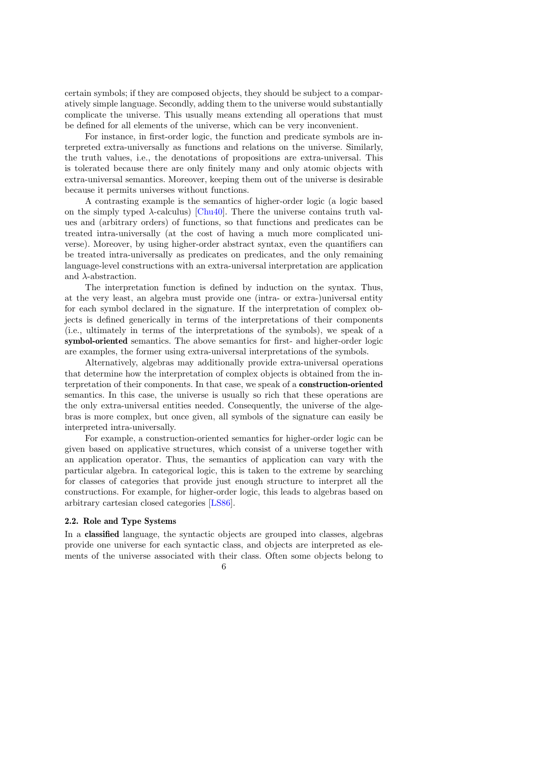certain symbols; if they are composed objects, they should be subject to a comparatively simple language. Secondly, adding them to the universe would substantially complicate the universe. This usually means extending all operations that must be defined for all elements of the universe, which can be very inconvenient.

For instance, in first-order logic, the function and predicate symbols are interpreted extra-universally as functions and relations on the universe. Similarly, the truth values, i.e., the denotations of propositions are extra-universal. This is tolerated because there are only finitely many and only atomic objects with extra-universal semantics. Moreover, keeping them out of the universe is desirable because it permits universes without functions.

A contrasting example is the semantics of higher-order logic (a logic based on the simply typed $\lambda$-calculus) [Chu40]. There the universe contains truth values and (arbitrary orders) of functions, so that functions and predicates can be treated intra-universally (at the cost of having a much more complicated universe). Moreover, by using higher-order abstract syntax, even the quantifiers can be treated intra-universally as predicates on predicates, and the only remaining language-level constructions with an extra-universal interpretation are application and $\lambda$-abstraction.

The interpretation function is defined by induction on the syntax. Thus, at the very least, an algebra must provide one (intra- or extra-)universal entity for each symbol declared in the signature. If the interpretation of complex objects is defined generically in terms of the interpretations of their components (i.e., ultimately in terms of the interpretations of the symbols), we speak of a **symbol-oriented** semantics. The above semantics for first- and higher-order logic are examples, the former using extra-universal interpretations of the symbols.

Alternatively, algebras may additionally provide extra-universal operations that determine how the interpretation of complex objects is obtained from the interpretation of their components. In that case, we speak of a **construction-oriented** semantics. In this case, the universe is usually so rich that these operations are the only extra-universal entities needed. Consequently, the universe of the algebras is more complex, but once given, all symbols of the signature can easily be interpreted intra-universally.

For example, a construction-oriented semantics for higher-order logic can be given based on applicative structures, which consist of a universe together with an application operator. Thus, the semantics of application can vary with the particular algebra. In categorical logic, this is taken to the extreme by searching for classes of categories that provide just enough structure to interpret all the constructions. For example, for higher-order logic, this leads to algebras based on arbitrary cartesian closed categories [LS86].

### 2.2. Role and Type Systems

In a **classified** language, the syntactic objects are grouped into classes, algebras provide one universe for each syntactic class, and objects are interpreted as elements of the universe associated with their class. Often some objects belong to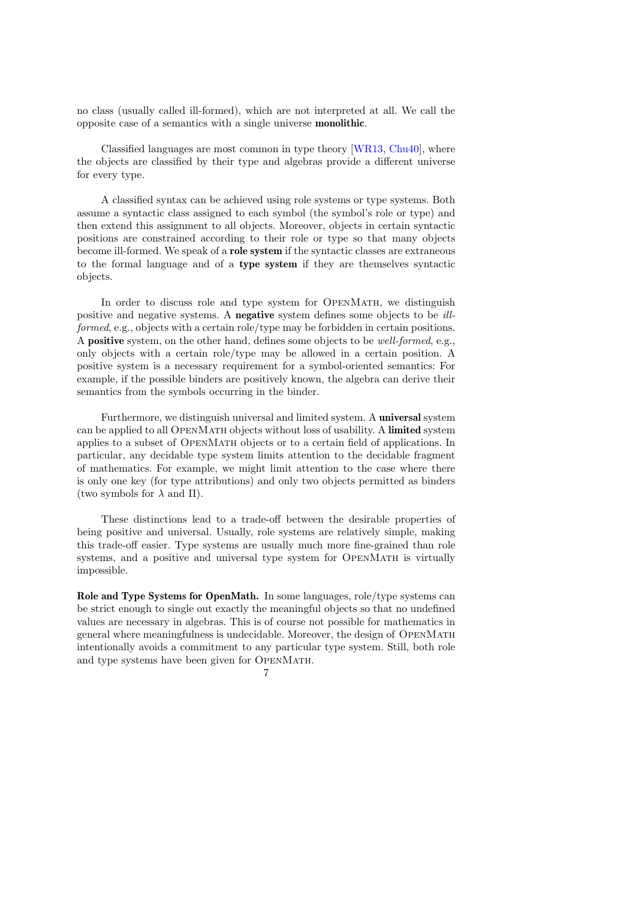no class (usually called ill-formed), which are not interpreted at all. We call the opposite case of a semantics with a single universe **monolithic**.

Classified languages are most common in type theory [WR13, Chu40], where the objects are classified by their type and algebras provide a different universe for every type.

A classified syntax can be achieved using role systems or type systems. Both assume a syntactic class assigned to each symbol (the symbol's role or type) and then extend this assignment to all objects. Moreover, objects in certain syntactic positions are constrained according to their role or type so that many objects become ill-formed. We speak of a **role system** if the syntactic classes are extraneous to the formal language and of a **type system** if they are themselves syntactic objects.

In order to discuss role and type system for OpenMath, we distinguish positive and negative systems. A **negative** system defines some objects to be *ill-formed*, e.g., objects with a certain role/type may be forbidden in certain positions. A **positive** system, on the other hand, defines some objects to be *well-formed*, e.g., only objects with a certain role/type may be allowed in a certain position. A positive system is a necessary requirement for a symbol-oriented semantics: For example, if the possible binders are positively known, the algebra can derive their semantics from the symbols occurring in the binder.

Furthermore, we distinguish universal and limited system. A **universal** system can be applied to all OpenMath objects without loss of usability. A **limited** system applies to a subset of OpenMath objects or to a certain field of applications. In particular, any decidable type system limits attention to the decidable fragment of mathematics. For example, we might limit attention to the case where there is only one key (for type attributions) and only two objects permitted as binders (two symbols for $\lambda$ and $\Pi$).

These distinctions lead to a trade-off between the desirable properties of being positive and universal. Usually, role systems are relatively simple, making this trade-off easier. Type systems are usually much more fine-grained than role systems, and a positive and universal type system for OpenMath is virtually impossible.

**Role and Type Systems for OpenMath.** In some languages, role/type systems can be strict enough to single out exactly the meaningful objects so that no undefined values are necessary in algebras. This is of course not possible for mathematics in general where meaningfulness is undecidable. Moreover, the design of OpenMath intentionally avoids a commitment to any particular type system. Still, both role and type systems have been given for OpenMath.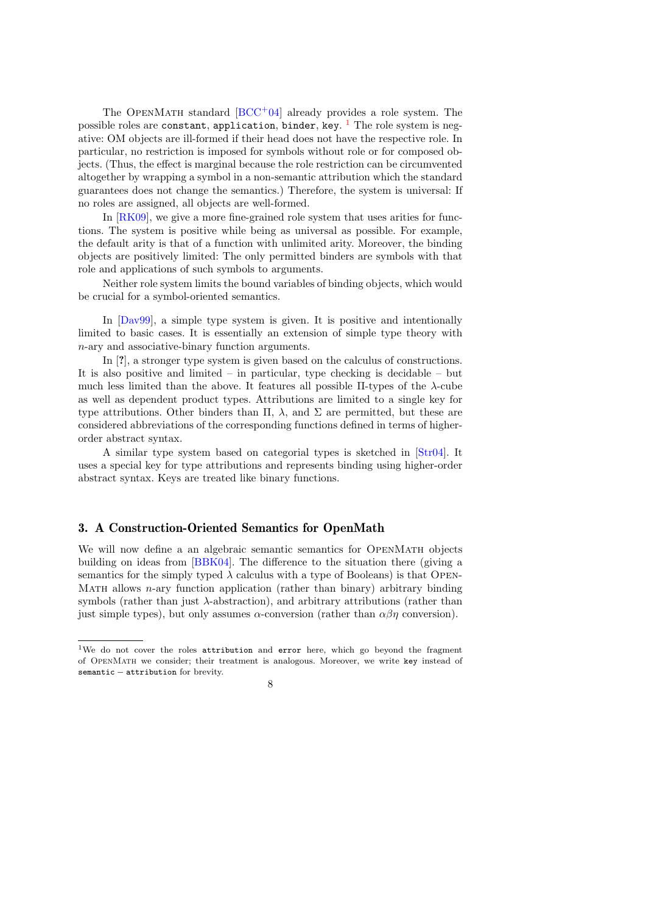The OpenMath standard [BCC+04] already provides a role system. The possible roles are `constant`, `application`, `binder`, `key`. [1] The role system is negative: OM objects are ill-formed if their head does not have the respective role. In particular, no restriction is imposed for symbols without role or for composed objects. (Thus, the effect is marginal because the role restriction can be circumvented altogether by wrapping a symbol in a non-semantic attribution which the standard guarantees does not change the semantics.) Therefore, the system is universal: If no roles are assigned, all objects are well-formed.

In [RK09], we give a more fine-grained role system that uses arities for functions. The system is positive while being as universal as possible. For example, the default arity is that of a function with unlimited arity. Moreover, the binding objects are positively limited: The only permitted binders are symbols with that role and applications of such symbols to arguments.

Neither role system limits the bound variables of binding objects, which would be crucial for a symbol-oriented semantics.

In [Dav99], a simple type system is given. It is positive and intentionally limited to basic cases. It is essentially an extension of simple type theory with $n$-ary and associative-binary function arguments.

In [?], a stronger type system is given based on the calculus of constructions. It is also positive and limited – in particular, type checking is decidable – but much less limited than the above. It features all possible $\Pi$-types of the $\lambda$-cube as well as dependent product types. Attributions are limited to a single key for type attributions. Other binders than $\Pi$, $\lambda$, and $\Sigma$ are permitted, but these are considered abbreviations of the corresponding functions defined in terms of higher-order abstract syntax.

A similar type system based on categorial types is sketched in [Str04]. It uses a special key for type attributions and represents binding using higher-order abstract syntax. Keys are treated like binary functions.

## 3. A Construction-Oriented Semantics for OpenMath

We will now define a an algebraic semantic semantics for OpenMath objects building on ideas from [BBK04]. The difference to the situation there (giving a semantics for the simply typed $\lambda$ calculus with a type of Booleans) is that OpenMath allows $n$-ary function application (rather than binary) arbitrary binding symbols (rather than just $\lambda$-abstraction), and arbitrary attributions (rather than just simple types), but only assumes $\alpha$-conversion (rather than $\alpha\beta\eta$ conversion).

---

[1] We do not cover the roles `attribution` and `error` here, which go beyond the fragment of OpenMath we consider; their treatment is analogous. Moreover, we write `key` instead of `semantic − attribution` for brevity.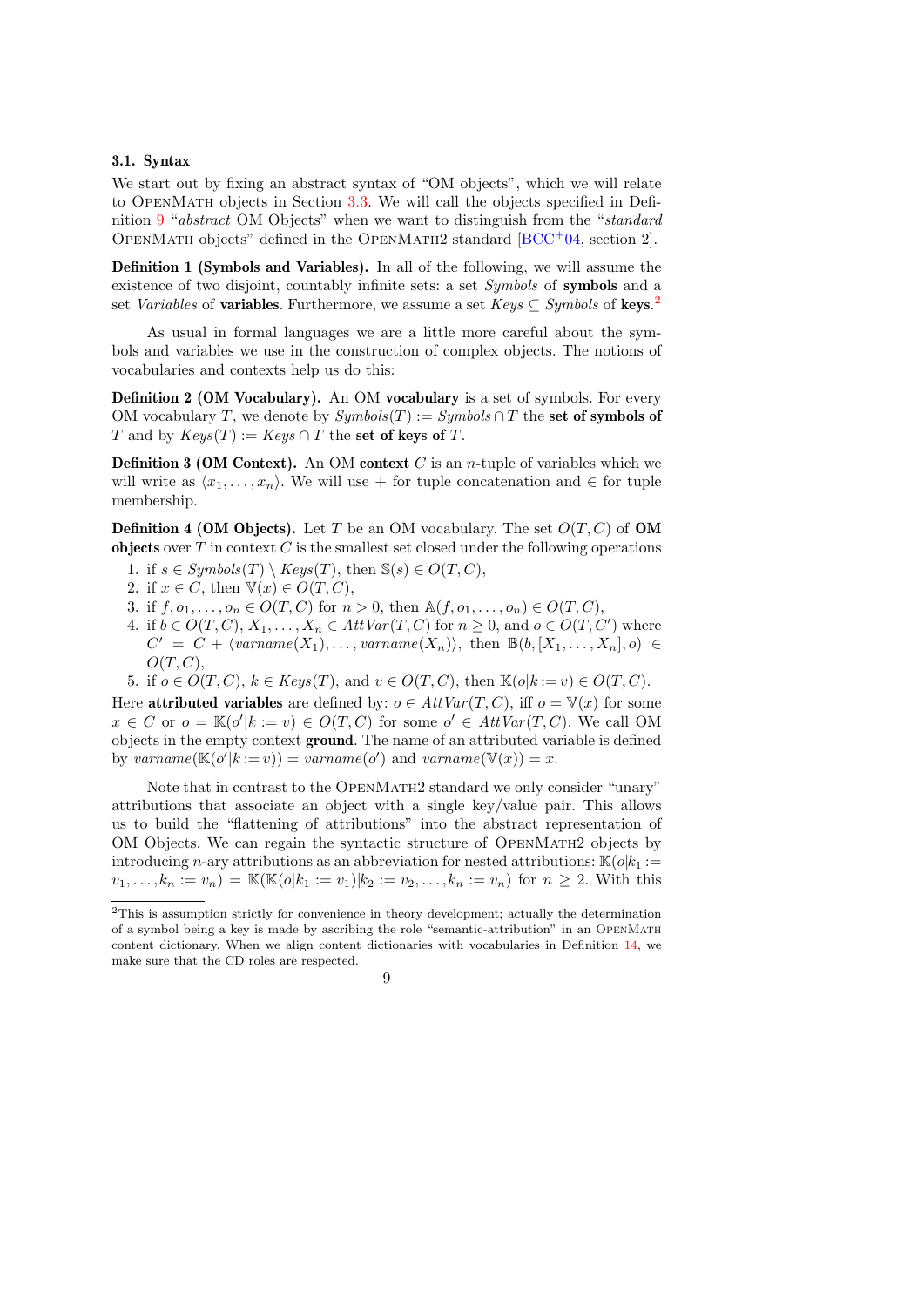### 3.1. Syntax

We start out by fixing an abstract syntax of "OM objects", which we will relate to OpenMath objects in Section 3.3. We will call the objects specified in Definition 9 "*abstract* OM Objects" when we want to distinguish from the "*standard* OpenMath objects" defined in the OpenMath2 standard [BCC+04, section 2].

**Definition 1 (Symbols and Variables).** In all of the following, we will assume the existence of two disjoint, countably infinite sets: a set *Symbols* of **symbols** and a set *Variables* of **variables**. Furthermore, we assume a set $Keys \subseteq Symbols$ of **keys**.[2]

As usual in formal languages we are a little more careful about the symbols and variables we use in the construction of complex objects. The notions of vocabularies and contexts help us do this:

**Definition 2 (OM Vocabulary).** An OM **vocabulary** is a set of symbols. For every OM vocabulary $T$, we denote by $Symbols(T) := Symbols \cap T$ the **set of symbols of** $T$ and by $Keys(T) := Keys \cap T$ the **set of keys of** $T$.

**Definition 3 (OM Context).** An OM **context** $C$ is an $n$-tuple of variables which we will write as $\langle x_1, \ldots, x_n \rangle$. We will use $+$ for tuple concatenation and $\in$ for tuple membership.

**Definition 4 (OM Objects).** Let $T$ be an OM vocabulary. The set $O(T, C)$ of **OM objects** over $T$ in context $C$ is the smallest set closed under the following operations

1. if $s \in Symbols(T) \setminus Keys(T)$, then $\mathbb{S}(s) \in O(T, C)$,
2. if $x \in C$, then $\mathbb{V}(x) \in O(T, C)$,
3. if $f, o_1, \ldots, o_n \in O(T, C)$ for $n > 0$, then $\mathbb{A}(f, o_1, \ldots, o_n) \in O(T, C)$,
4. if $b \in O(T, C)$, $X_1, \ldots, X_n \in AttVar(T, C)$ for $n \geq 0$, and $o \in O(T, C')$ where $C' = C + \langle varname(X_1), \ldots, varname(X_n) \rangle$, then $\mathbb{B}(b, [X_1, \ldots, X_n], o) \in O(T, C)$,
5. if $o \in O(T, C)$, $k \in Keys(T)$, and $v \in O(T, C)$, then $\mathbb{K}(o|k := v) \in O(T, C)$.

Here **attributed variables** are defined by: $o \in AttVar(T, C)$, iff $o = \mathbb{V}(x)$ for some $x \in C$ or $o = \mathbb{K}(o'|k := v) \in O(T, C)$ for some $o' \in AttVar(T, C)$. We call OM objects in the empty context **ground**. The name of an attributed variable is defined by $varname(\mathbb{K}(o'|k := v)) = varname(o')$ and $varname(\mathbb{V}(x)) = x$.

Note that in contrast to the OpenMath2 standard we only consider "unary" attributions that associate an object with a single key/value pair. This allows us to build the "flattening of attributions" into the abstract representation of OM Objects. We can regain the syntactic structure of OpenMath2 objects by introducing $n$-ary attributions as an abbreviation for nested attributions: $\mathbb{K}(o|k_1 := v_1, \ldots, k_n := v_n) = \mathbb{K}(\mathbb{K}(o|k_1 := v_1)|k_2 := v_2, \ldots, k_n := v_n)$ for $n \geq 2$. With this

[2] This is assumption strictly for convenience in theory development; actually the determination of a symbol being a key is made by ascribing the role "semantic-attribution" in an OpenMath content dictionary. When we align content dictionaries with vocabularies in Definition 14, we make sure that the CD roles are respected.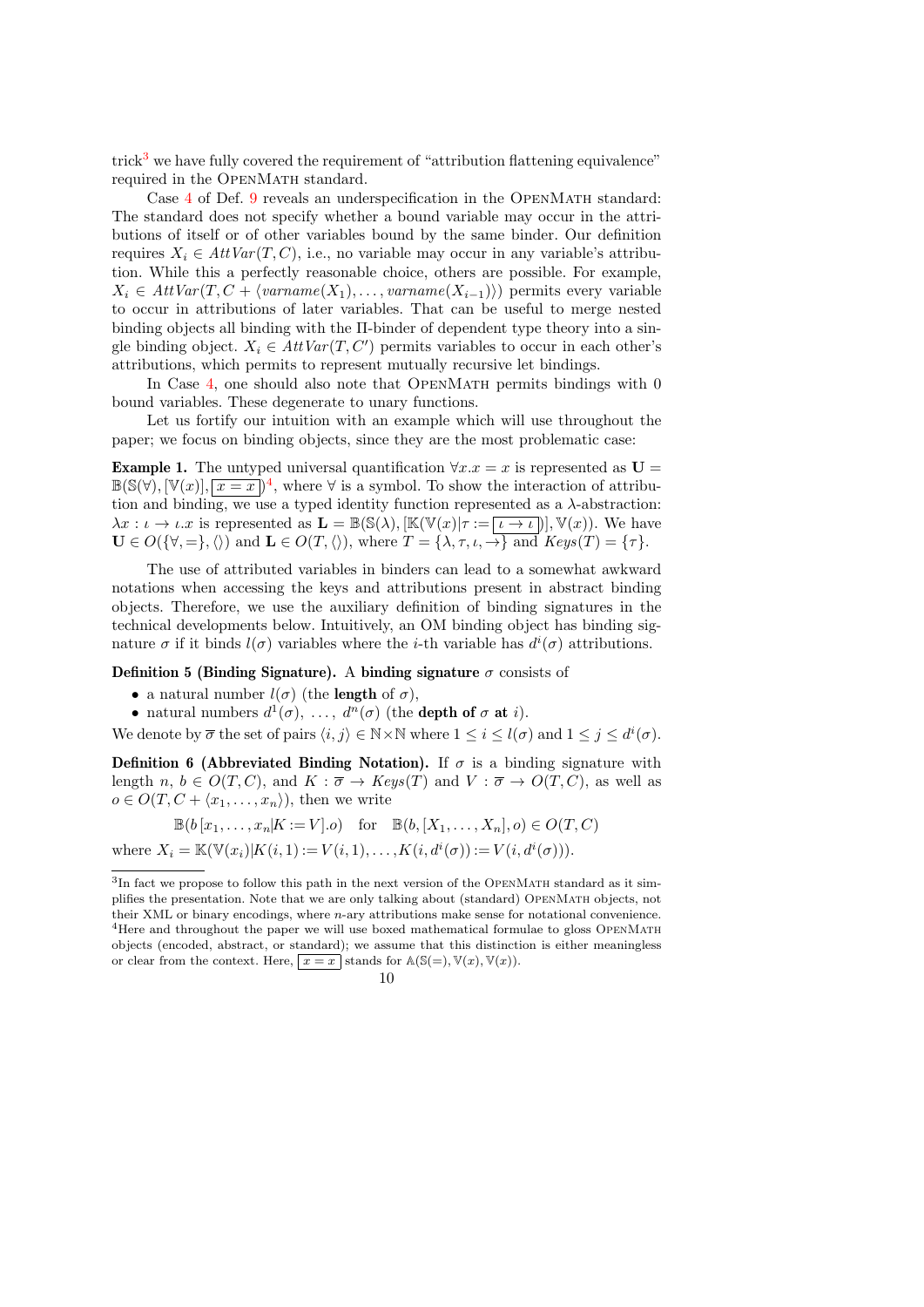trick[3] we have fully covered the requirement of "attribution flattening equivalence" required in the OpenMath standard.

Case 4 of Def. 9 reveals an underspecification in the OpenMath standard: The standard does not specify whether a bound variable may occur in the attributions of itself or of other variables bound by the same binder. Our definition requires $X_i \in \mathit{AttVar}(T, C)$, i.e., no variable may occur in any variable's attribution. While this a perfectly reasonable choice, others are possible. For example, $X_i \in \mathit{AttVar}(T, C + \langle \mathit{varname}(X_1), \ldots, \mathit{varname}(X_{i-1})\rangle)$ permits every variable to occur in attributions of later variables. That can be useful to merge nested binding objects all binding with the Π-binder of dependent type theory into a single binding object. $X_i \in \mathit{AttVar}(T, C')$ permits variables to occur in each other's attributions, which permits to represent mutually recursive let bindings.

In Case 4, one should also note that OpenMath permits bindings with 0 bound variables. These degenerate to unary functions.

Let us fortify our intuition with an example which will use throughout the paper; we focus on binding objects, since they are the most problematic case:

**Example 1.** The untyped universal quantification $\forall x.x = x$ is represented as $\mathbf{U} = \mathbb{B}(\mathbb{S}(\forall), [\mathbb{V}(x)], \boxed{x = x})$[4], where $\forall$ is a symbol. To show the interaction of attribution and binding, we use a typed identity function represented as a λ-abstraction: $\lambda x : \iota \to \iota.x$ is represented as $\mathbf{L} = \mathbb{B}(\mathbb{S}(\lambda), [\mathbb{K}(\mathbb{V}(x)|\tau := \boxed{\iota \to \iota})], \mathbb{V}(x))$. We have $\mathbf{U} \in O(\{\forall, =\}, \langle\rangle)$ and $\mathbf{L} \in O(T, \langle\rangle)$, where $T = \{\lambda, \tau, \iota, \to\}$ and $\mathit{Keys}(T) = \{\tau\}$.

The use of attributed variables in binders can lead to a somewhat awkward notations when accessing the keys and attributions present in abstract binding objects. Therefore, we use the auxiliary definition of binding signatures in the technical developments below. Intuitively, an OM binding object has binding signature $\sigma$ if it binds $l(\sigma)$ variables where the $i$-th variable has $d^i(\sigma)$ attributions.

**Definition 5 (Binding Signature).** A **binding signature** $\sigma$ consists of

- a natural number $l(\sigma)$ (the **length** of $\sigma$),
- natural numbers $d^1(\sigma), \ldots, d^n(\sigma)$ (the **depth of** $\sigma$ **at** $i$).

We denote by $\overline{\sigma}$ the set of pairs $\langle i, j\rangle \in \mathbb{N}\times\mathbb{N}$ where $1 \le i \le l(\sigma)$ and $1 \le j \le d^i(\sigma)$.

**Definition 6 (Abbreviated Binding Notation).** If $\sigma$ is a binding signature with length $n$, $b \in O(T, C)$, and $K : \overline{\sigma} \to \mathit{Keys}(T)$ and $V : \overline{\sigma} \to O(T, C)$, as well as $o \in O(T, C + \langle x_1, \ldots, x_n\rangle)$, then we write

$$\mathbb{B}(b\,[x_1, \ldots, x_n|K := V].o) \quad \text{for} \quad \mathbb{B}(b, [X_1, \ldots, X_n], o) \in O(T, C)$$

where $X_i = \mathbb{K}(\mathbb{V}(x_i)|K(i, 1) := V(i, 1), \ldots, K(i, d^i(\sigma)) := V(i, d^i(\sigma)))$.

---

[3] In fact we propose to follow this path in the next version of the OpenMath standard as it simplifies the presentation. Note that we are only talking about (standard) OpenMath objects, not their XML or binary encodings, where $n$-ary attributions make sense for notational convenience.

[4] Here and throughout the paper we will use boxed mathematical formulae to gloss OpenMath objects (encoded, abstract, or standard); we assume that this distinction is either meaningless or clear from the context. Here, $\boxed{x = x}$ stands for $\mathbb{A}(\mathbb{S}(=), \mathbb{V}(x), \mathbb{V}(x))$.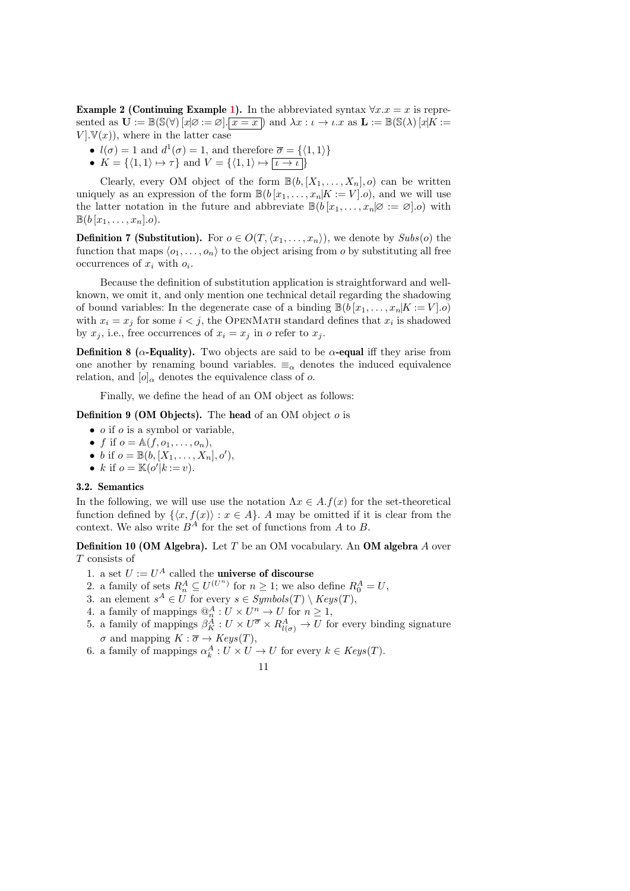**Example 2 (Continuing Example 1).** In the abbreviated syntax $\forall x.x = x$ is represented as $\mathbf{U} := \mathbb{B}(\mathbb{S}(\forall)\,[x|\varnothing := \varnothing].\boxed{x = x})$ and $\lambda x : \iota \to \iota.x$ as $\mathbf{L} := \mathbb{B}(\mathbb{S}(\lambda)\,[x|K := V].\mathbb{V}(x))$, where in the latter case

- $l(\sigma) = 1$ and $d^1(\sigma) = 1$, and therefore $\overline{\sigma} = \{\langle 1, 1\rangle\}$
- $K = \{\langle 1, 1\rangle \mapsto \tau\}$ and $V = \{\langle 1, 1\rangle \mapsto \boxed{\iota \to \iota}\}$

Clearly, every OM object of the form $\mathbb{B}(b, [X_1, \ldots, X_n], o)$ can be written uniquely as an expression of the form $\mathbb{B}(b\,[x_1, \ldots, x_n|K := V].o)$, and we will use the latter notation in the future and abbreviate $\mathbb{B}(b\,[x_1, \ldots, x_n|\varnothing := \varnothing].o)$ with $\mathbb{B}(b\,[x_1, \ldots, x_n].o)$.

**Definition 7 (Substitution).** For $o \in O(T, \langle x_1, \ldots, x_n\rangle)$, we denote by $\mathit{Subs}(o)$ the function that maps $\langle o_1, \ldots, o_n\rangle$ to the object arising from $o$ by substituting all free occurrences of $x_i$ with $o_i$.

Because the definition of substitution application is straightforward and well-known, we omit it, and only mention one technical detail regarding the shadowing of bound variables: In the degenerate case of a binding $\mathbb{B}(b\,[x_1, \ldots, x_n|K := V].o)$ with $x_i = x_j$ for some $i < j$, the OpenMath standard defines that $x_i$ is shadowed by $x_j$, i.e., free occurrences of $x_i = x_j$ in $o$ refer to $x_j$.

**Definition 8 ($\alpha$-Equality).** Two objects are said to be **$\alpha$-equal** iff they arise from one another by renaming bound variables. $\equiv_\alpha$ denotes the induced equivalence relation, and $[o]_\alpha$ denotes the equivalence class of $o$.

Finally, we define the head of an OM object as follows:

**Definition 9 (OM Objects).** The **head** of an OM object $o$ is

- $o$ if $o$ is a symbol or variable,
- $f$ if $o = \mathbb{A}(f, o_1, \ldots, o_n)$,
- $b$ if $o = \mathbb{B}(b, [X_1, \ldots, X_n], o')$,
- $k$ if $o = \mathbb{K}(o'|k := v)$.

### 3.2. Semantics

In the following, we will use use the notation $\Lambda x \in A.f(x)$ for the set-theoretical function defined by $\{\langle x, f(x)\rangle : x \in A\}$. $A$ may be omitted if it is clear from the context. We also write $B^A$ for the set of functions from $A$ to $B$.

**Definition 10 (OM Algebra).** Let $T$ be an OM vocabulary. An **OM algebra** $A$ over $T$ consists of

1. a set $U := U^A$ called the **universe of discourse**
2. a family of sets $R^A_n \subseteq U^{(U^n)}$ for $n \geq 1$; we also define $R^A_0 = U$,
3. an element $s^A \in U$ for every $s \in \mathit{Symbols}(T) \setminus \mathit{Keys}(T)$,
4. a family of mappings $@^A_n : U \times U^n \to U$ for $n \geq 1$,
5. a family of mappings $\beta^A_K : U \times U^{\overline{\sigma}} \times R^A_{l(\sigma)} \to U$ for every binding signature $\sigma$ and mapping $K : \overline{\sigma} \to \mathit{Keys}(T)$,
6. a family of mappings $\alpha^A_k : U \times U \to U$ for every $k \in \mathit{Keys}(T)$.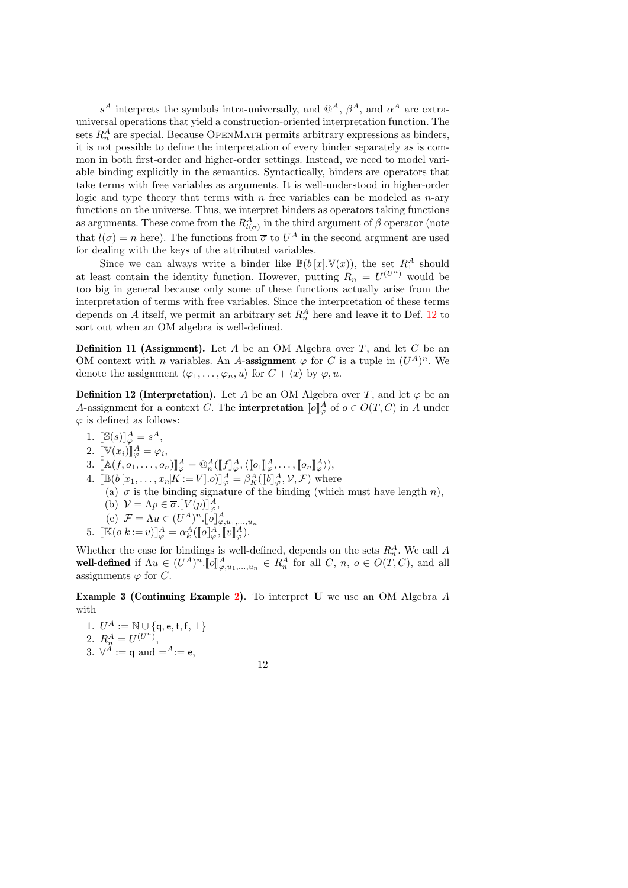$s^A$ interprets the symbols intra-universally, and $@^A$, $\beta^A$, and $\alpha^A$ are extra-universal operations that yield a construction-oriented interpretation function. The sets $R_n^A$ are special. Because OpenMath permits arbitrary expressions as binders, it is not possible to define the interpretation of every binder separately as is common in both first-order and higher-order settings. Instead, we need to model variable binding explicitly in the semantics. Syntactically, binders are operators that take terms with free variables as arguments. It is well-understood in higher-order logic and type theory that terms with $n$ free variables can be modeled as $n$-ary functions on the universe. Thus, we interpret binders as operators taking functions as arguments. These come from the $R_{l(\sigma)}^A$ in the third argument of $\beta$ operator (note that $l(\sigma) = n$ here). The functions from $\overline{\sigma}$ to $U^A$ in the second argument are used for dealing with the keys of the attributed variables.

Since we can always write a binder like $\mathbb{B}(b\,[x].\mathbb{V}(x))$, the set $R_1^A$ should at least contain the identity function. However, putting $R_n = U^{(U^n)}$ would be too big in general because only some of these functions actually arise from the interpretation of terms with free variables. Since the interpretation of these terms depends on $A$ itself, we permit an arbitrary set $R_n^A$ here and leave it to Def. 12 to sort out when an OM algebra is well-defined.

**Definition 11 (Assignment).** Let $A$ be an OM Algebra over $T$, and let $C$ be an OM context with $n$ variables. An $A$-**assignment** $\varphi$ for $C$ is a tuple in $(U^A)^n$. We denote the assignment $\langle \varphi_1, \ldots, \varphi_n, u\rangle$ for $C + \langle x\rangle$ by $\varphi, u$.

**Definition 12 (Interpretation).** Let $A$ be an OM Algebra over $T$, and let $\varphi$ be an $A$-assignment for a context $C$. The **interpretation** $[\![o]\!]_\varphi^A$ of $o \in O(T, C)$ in $A$ under $\varphi$ is defined as follows:

1. $[\![\mathbb{S}(s)]\!]_\varphi^A = s^A$,
2. $[\![\mathbb{V}(x_i)]\!]_\varphi^A = \varphi_i$,
3. $[\![\mathbb{A}(f, o_1, \ldots, o_n)]\!]_\varphi^A = @_n^A([\![f]\!]_\varphi^A, \langle [\![o_1]\!]_\varphi^A, \ldots, [\![o_n]\!]_\varphi^A\rangle)$,
4. $[\![\mathbb{B}(b\,[x_1, \ldots, x_n|K := V].o)]\!]_\varphi^A = \beta_K^A([\![b]\!]_\varphi^A, \mathcal{V}, \mathcal{F})$ where
   (a) $\sigma$ is the binding signature of the binding (which must have length $n$),
   (b) $\mathcal{V} = \Lambda p \in \overline{\sigma}.[\![V(p)]\!]_\varphi^A$,
   (c) $\mathcal{F} = \Lambda u \in (U^A)^n.[\![o]\!]_{\varphi, u_1, \ldots, u_n}^A$
5. $[\![\mathbb{K}(o|k := v)]\!]_\varphi^A = \alpha_k^A([\![o]\!]_\varphi^A, [\![v]\!]_\varphi^A)$.

Whether the case for bindings is well-defined, depends on the sets $R_n^A$. We call $A$ **well-defined** if $\Lambda u \in (U^A)^n.[\![o]\!]_{\varphi, u_1, \ldots, u_n}^A \in R_n^A$ for all $C$, $n$, $o \in O(T, C)$, and all assignments $\varphi$ for $C$.

**Example 3 (Continuing Example 2).** To interpret **U** we use an OM Algebra $A$ with

1. $U^A := \mathbb{N} \cup \{\mathsf{q}, \mathsf{e}, \mathsf{t}, \mathsf{f}, \bot\}$
2. $R_n^A = U^{(U^n)}$,
3. $\forall^A := \mathsf{q}$ and $=^A := \mathsf{e}$,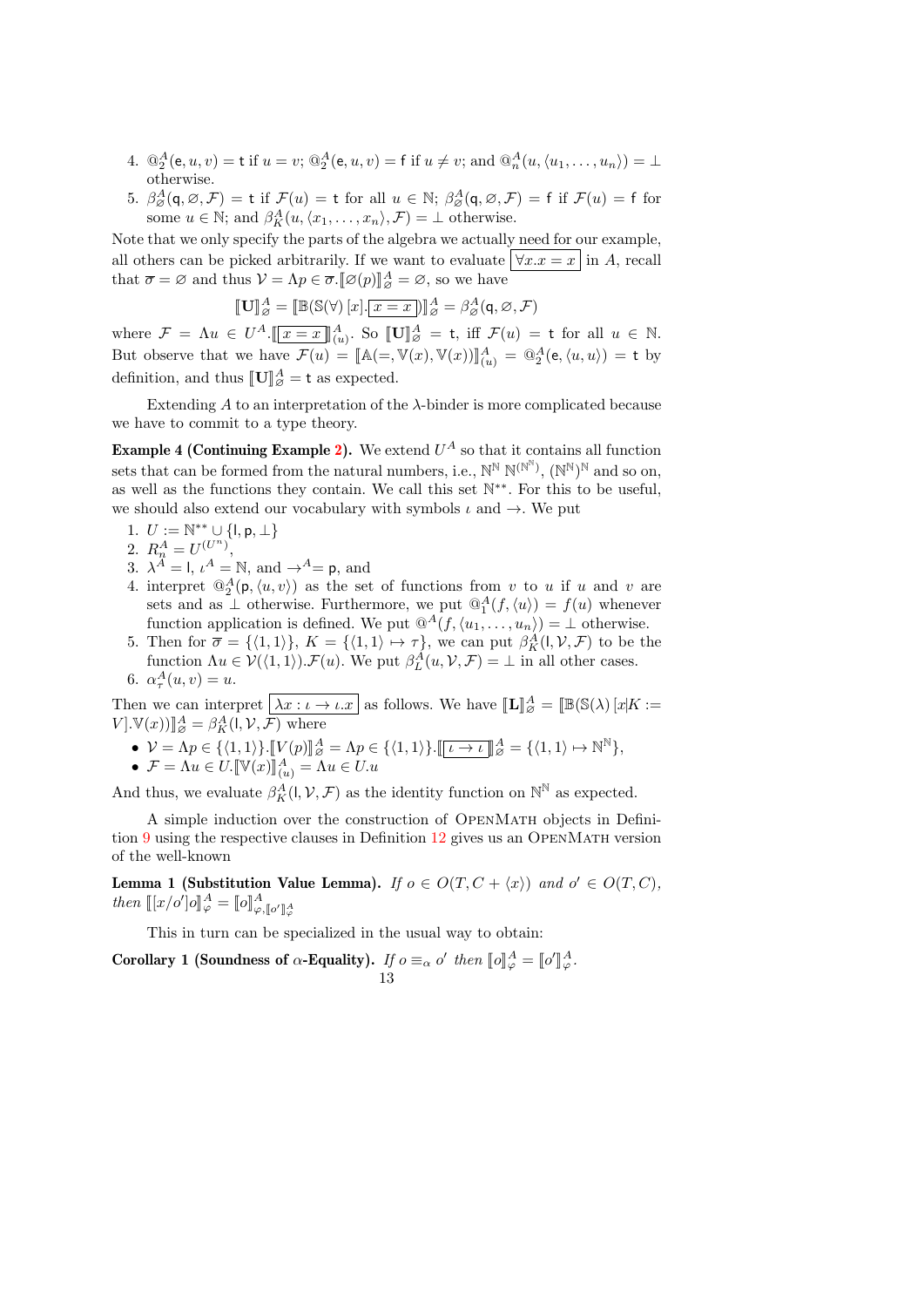4. $@_2^A(\mathsf{e}, u, v) = \mathsf{t}$ if $u = v$; $@_2^A(\mathsf{e}, u, v) = \mathsf{f}$ if $u \neq v$; and $@_n^A(u, \langle u_1, \ldots, u_n \rangle) = \bot$ otherwise.
5. $\beta_\varnothing^A(\mathsf{q}, \varnothing, \mathcal{F}) = \mathsf{t}$ if $\mathcal{F}(u) = \mathsf{t}$ for all $u \in \mathbb{N}$; $\beta_\varnothing^A(\mathsf{q}, \varnothing, \mathcal{F}) = \mathsf{f}$ if $\mathcal{F}(u) = \mathsf{f}$ for some $u \in \mathbb{N}$; and $\beta_K^A(u, \langle x_1, \ldots, x_n \rangle, \mathcal{F}) = \bot$ otherwise.

Note that we only specify the parts of the algebra we actually need for our example, all others can be picked arbitrarily. If we want to evaluate $\boxed{\forall x.x = x}$ in $A$, recall that $\overline{\sigma} = \varnothing$ and thus $\mathcal{V} = \Lambda p \in \overline{\sigma}.[\![\varnothing(p)]\!]_\varnothing^A = \varnothing$, so we have

$$[\![\mathbf{U}]\!]_\varnothing^A = [\![\mathbb{B}(\mathbb{S}(\forall)\,[x].\boxed{x = x})]\!]_\varnothing^A = \beta_\varnothing^A(\mathsf{q}, \varnothing, \mathcal{F})$$

where $\mathcal{F} = \Lambda u \in U^A.[\![\boxed{x = x}]\!]_{(u)}^A$. So $[\![\mathbf{U}]\!]_\varnothing^A = \mathsf{t}$, iff $\mathcal{F}(u) = \mathsf{t}$ for all $u \in \mathbb{N}$. But observe that we have $\mathcal{F}(u) = [\![\mathbb{A}(=, \mathbb{V}(x), \mathbb{V}(x))]\!]_{(u)}^A = @_2^A(\mathsf{e}, \langle u, u \rangle) = \mathsf{t}$ by definition, and thus $[\![\mathbf{U}]\!]_\varnothing^A = \mathsf{t}$ as expected.

Extending $A$ to an interpretation of the $\lambda$-binder is more complicated because we have to commit to a type theory.

**Example 4 (Continuing Example 2).** We extend $U^A$ so that it contains all function sets that can be formed from the natural numbers, i.e., $\mathbb{N}^\mathbb{N}$ $\mathbb{N}^{(\mathbb{N}^\mathbb{N})}$, $(\mathbb{N}^\mathbb{N})^\mathbb{N}$ and so on, as well as the functions they contain. We call this set $\mathbb{N}^{**}$. For this to be useful, we should also extend our vocabulary with symbols $\iota$ and $\rightarrow$. We put

1. $U := \mathbb{N}^{**} \cup \{\mathsf{l}, \mathsf{p}, \bot\}$
2. $R_n^A = U^{(U^n)}$,
3. $\lambda^A = \mathsf{l}$, $\iota^A = \mathbb{N}$, and $\rightarrow^A = \mathsf{p}$, and
4. interpret $@_2^A(\mathsf{p}, \langle u, v \rangle)$ as the set of functions from $v$ to $u$ if $u$ and $v$ are sets and as $\bot$ otherwise. Furthermore, we put $@_1^A(f, \langle u \rangle) = f(u)$ whenever function application is defined. We put $@^A(f, \langle u_1, \ldots, u_n \rangle) = \bot$ otherwise.
5. Then for $\overline{\sigma} = \{\langle 1, 1 \rangle\}$, $K = \{\langle 1, 1 \rangle \mapsto \tau\}$, we can put $\beta_K^A(\mathsf{l}, \mathcal{V}, \mathcal{F})$ to be the function $\Lambda u \in \mathcal{V}(\langle 1, 1 \rangle).\mathcal{F}(u)$. We put $\beta_L^A(u, \mathcal{V}, \mathcal{F}) = \bot$ in all other cases.
6. $\alpha_\tau^A(u, v) = u$.

Then we can interpret $\boxed{\lambda x : \iota \rightarrow \iota.x}$ as follows. We have $[\![\mathbf{L}]\!]_\varnothing^A = [\![\mathbb{B}(\mathbb{S}(\lambda)\,[x|K := V].\mathbb{V}(x))]\!]_\varnothing^A = \beta_K^A(\mathsf{l}, \mathcal{V}, \mathcal{F})$ where

- $\mathcal{V} = \Lambda p \in \{\langle 1, 1 \rangle\}.[\![V(p)]\!]_\varnothing^A = \Lambda p \in \{\langle 1, 1 \rangle\}.[\![\boxed{\iota \rightarrow \iota}]\!]_\varnothing^A = \{\langle 1, 1 \rangle \mapsto \mathbb{N}^\mathbb{N}\}$,
- $\mathcal{F} = \Lambda u \in U.[\![\mathbb{V}(x)]\!]_{(u)}^A = \Lambda u \in U.u$

And thus, we evaluate $\beta_K^A(\mathsf{l}, \mathcal{V}, \mathcal{F})$ as the identity function on $\mathbb{N}^\mathbb{N}$ as expected.

A simple induction over the construction of OpenMath objects in Definition 9 using the respective clauses in Definition 12 gives us an OpenMath version of the well-known

**Lemma 1 (Substitution Value Lemma).** *If $o \in O(T, C + \langle x \rangle)$ and $o' \in O(T, C)$, then $[\![[x/o']o]\!]_\varphi^A = [\![o]\!]_{\varphi, [\![o']\!]_\varphi^A}^A$*

This in turn can be specialized in the usual way to obtain:

**Corollary 1 (Soundness of $\alpha$-Equality).** *If $o \equiv_\alpha o'$ then $[\![o]\!]_\varphi^A = [\![o']\!]_\varphi^A$.*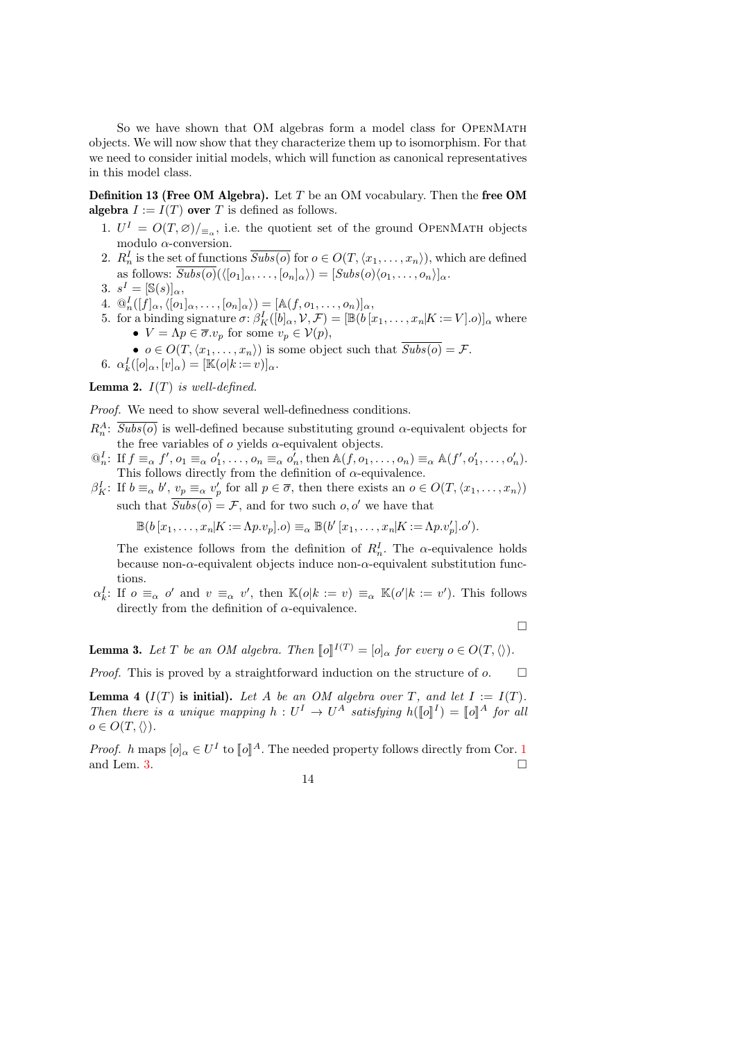So we have shown that OM algebras form a model class for OpenMath objects. We will now show that they characterize them up to isomorphism. For that we need to consider initial models, which will function as canonical representatives in this model class.

**Definition 13 (Free OM Algebra).** Let $T$ be an OM vocabulary. Then the **free OM algebra** $I := I(T)$ **over** $T$ is defined as follows.

1. $U^I = O(T, \varnothing)/_{\equiv_\alpha}$, i.e. the quotient set of the ground OpenMath objects modulo $\alpha$-conversion.
2. $R^I_n$ is the set of functions $\overline{Subs(o)}$ for $o \in O(T, \langle x_1, \ldots, x_n\rangle)$, which are defined as follows: $\overline{Subs(o)}(\langle [o_1]_\alpha, \ldots, [o_n]_\alpha\rangle) = [Subs(o)\langle o_1, \ldots, o_n\rangle]_\alpha$.
3. $s^I = [\mathbb{S}(s)]_\alpha$,
4. $@^I_n([f]_\alpha, \langle [o_1]_\alpha, \ldots, [o_n]_\alpha\rangle) = [\mathbb{A}(f, o_1, \ldots, o_n)]_\alpha$,
5. for a binding signature $\sigma$: $\beta^I_K([b]_\alpha, \mathcal{V}, \mathcal{F}) = [\mathbb{B}(b\,[x_1, \ldots, x_n|K := V].o)]_\alpha$ where
   - $V = \Lambda p \in \overline{\sigma}.v_p$ for some $v_p \in \mathcal{V}(p)$,
   - $o \in O(T, \langle x_1, \ldots, x_n\rangle)$ is some object such that $\overline{Subs(o)} = \mathcal{F}$.
6. $\alpha^I_k([o]_\alpha, [v]_\alpha) = [\mathbb{K}(o|k := v)]_\alpha$.

**Lemma 2.** *$I(T)$ is well-defined.*

*Proof.* We need to show several well-definedness conditions.

$R^A_n$: $\overline{Subs(o)}$ is well-defined because substituting ground $\alpha$-equivalent objects for the free variables of $o$ yields $\alpha$-equivalent objects.

$@^I_n$: If $f \equiv_\alpha f', o_1 \equiv_\alpha o'_1, \ldots, o_n \equiv_\alpha o'_n$, then $\mathbb{A}(f, o_1, \ldots, o_n) \equiv_\alpha \mathbb{A}(f', o'_1, \ldots, o'_n)$. This follows directly from the definition of $\alpha$-equivalence.

$\beta^I_K$: If $b \equiv_\alpha b'$, $v_p \equiv_\alpha v'_p$ for all $p \in \overline{\sigma}$, then there exists an $o \in O(T, \langle x_1, \ldots, x_n\rangle)$ such that $\overline{Subs(o)} = \mathcal{F}$, and for two such $o, o'$ we have that

$$\mathbb{B}(b\,[x_1, \ldots, x_n|K := \Lambda p.v_p].o) \equiv_\alpha \mathbb{B}(b'\,[x_1, \ldots, x_n|K := \Lambda p.v'_p].o').$$

The existence follows from the definition of $R^I_n$. The $\alpha$-equivalence holds because non-$\alpha$-equivalent objects induce non-$\alpha$-equivalent substitution functions.

$\alpha^I_k$: If $o \equiv_\alpha o'$ and $v \equiv_\alpha v'$, then $\mathbb{K}(o|k := v) \equiv_\alpha \mathbb{K}(o'|k := v')$. This follows directly from the definition of $\alpha$-equivalence.

□

**Lemma 3.** *Let $T$ be an OM algebra. Then $[\![o]\!]^{I(T)} = [o]_\alpha$ for every $o \in O(T, \langle\rangle)$.*

*Proof.* This is proved by a straightforward induction on the structure of $o$. □

**Lemma 4 ($I(T)$ is initial).** *Let $A$ be an OM algebra over $T$, and let $I := I(T)$. Then there is a unique mapping $h : U^I \to U^A$ satisfying $h([\![o]\!]^I) = [\![o]\!]^A$ for all $o \in O(T, \langle\rangle)$.*

*Proof.* $h$ maps $[o]_\alpha \in U^I$ to $[\![o]\!]^A$. The needed property follows directly from Cor. 1 and Lem. 3. □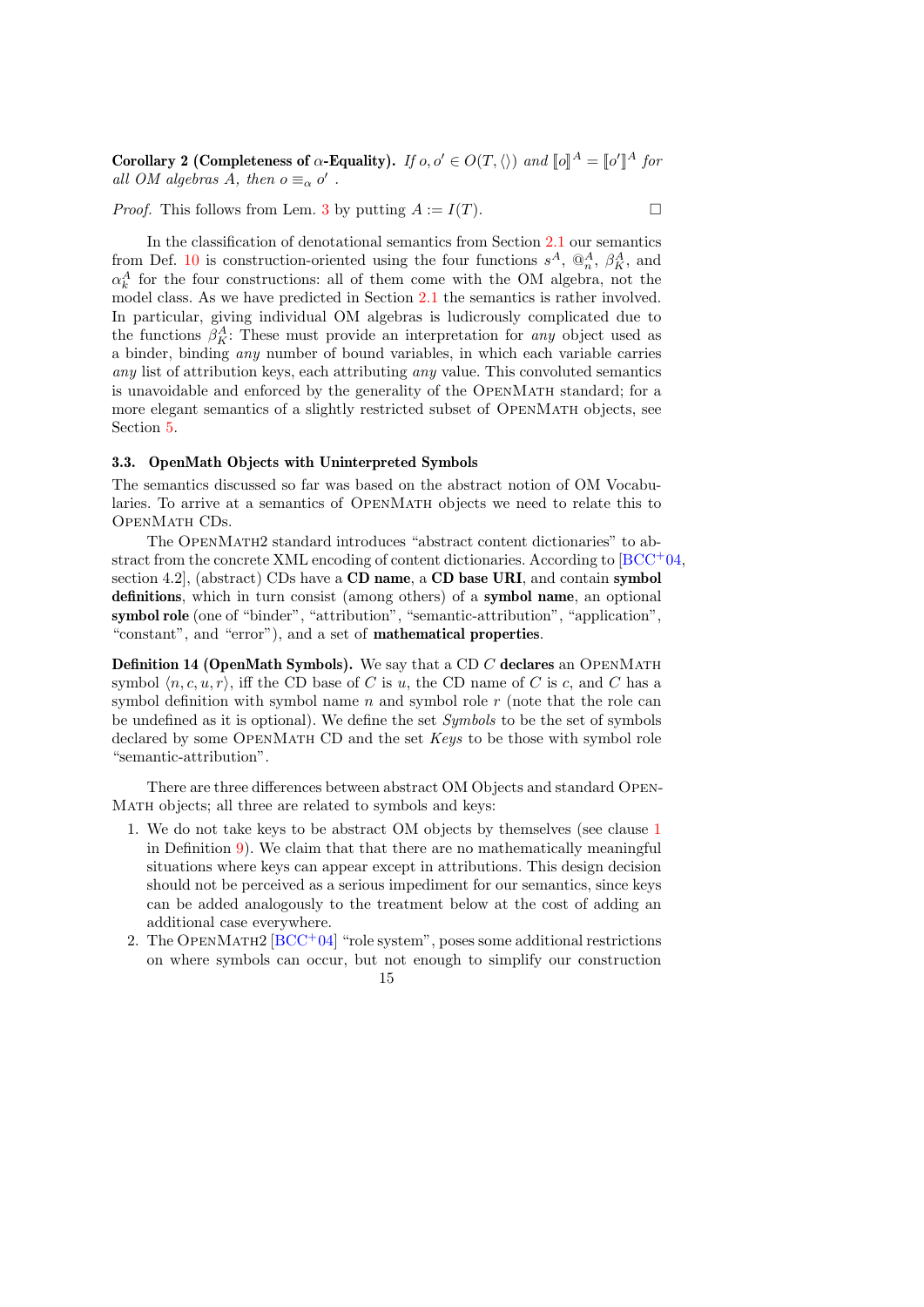**Corollary 2 (Completeness of $\alpha$-Equality).** *If $o, o' \in O(T, \langle\rangle)$ and $[\![o]\!]^A = [\![o']\!]^A$ for all OM algebras $A$, then $o \equiv_\alpha o'$ .*

*Proof.* This follows from Lem. 3 by putting $A := I(T)$. □

In the classification of denotational semantics from Section 2.1 our semantics from Def. 10 is construction-oriented using the four functions $s^A$, $@^A_n$, $\beta^A_K$, and $\alpha^A_k$ for the four constructions: all of them come with the OM algebra, not the model class. As we have predicted in Section 2.1 the semantics is rather involved. In particular, giving individual OM algebras is ludicrously complicated due to the functions $\beta^A_K$: These must provide an interpretation for *any* object used as a binder, binding *any* number of bound variables, in which each variable carries *any* list of attribution keys, each attributing *any* value. This convoluted semantics is unavoidable and enforced by the generality of the OpenMath standard; for a more elegant semantics of a slightly restricted subset of OpenMath objects, see Section 5.

### 3.3. OpenMath Objects with Uninterpreted Symbols

The semantics discussed so far was based on the abstract notion of OM Vocabularies. To arrive at a semantics of OpenMath objects we need to relate this to OpenMath CDs.

The OpenMath2 standard introduces "abstract content dictionaries" to abstract from the concrete XML encoding of content dictionaries. According to [BCC+04, section 4.2], (abstract) CDs have a **CD name**, a **CD base URI**, and contain **symbol definitions**, which in turn consist (among others) of a **symbol name**, an optional **symbol role** (one of "binder", "attribution", "semantic-attribution", "application", "constant", and "error"), and a set of **mathematical properties**.

**Definition 14 (OpenMath Symbols).** We say that a CD $C$ **declares** an OpenMath symbol $\langle n, c, u, r\rangle$, iff the CD base of $C$ is $u$, the CD name of $C$ is $c$, and $C$ has a symbol definition with symbol name $n$ and symbol role $r$ (note that the role can be undefined as it is optional). We define the set *Symbols* to be the set of symbols declared by some OpenMath CD and the set *Keys* to be those with symbol role "semantic-attribution".

There are three differences between abstract OM Objects and standard OpenMath objects; all three are related to symbols and keys:

1. We do not take keys to be abstract OM objects by themselves (see clause 1 in Definition 9). We claim that that there are no mathematically meaningful situations where keys can appear except in attributions. This design decision should not be perceived as a serious impediment for our semantics, since keys can be added analogously to the treatment below at the cost of adding an additional case everywhere.
2. The OpenMath2 [BCC+04] "role system", poses some additional restrictions on where symbols can occur, but not enough to simplify our construction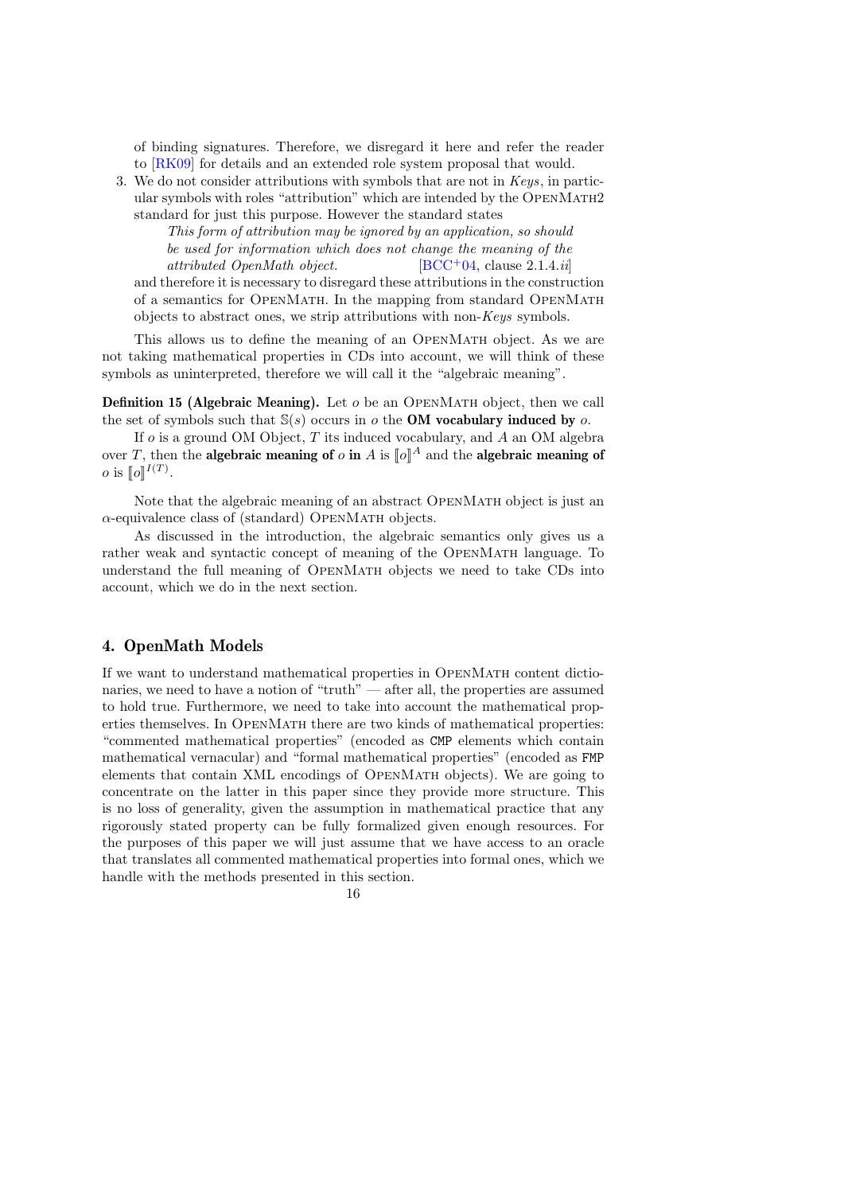of binding signatures. Therefore, we disregard it here and refer the reader to [RK09] for details and an extended role system proposal that would.

3. We do not consider attributions with symbols that are not in *Keys*, in particular symbols with roles "attribution" which are intended by the OpenMath2 standard for just this purpose. However the standard states

   > *This form of attribution may be ignored by an application, so should be used for information which does not change the meaning of the attributed OpenMath object.* [BCC+04, clause 2.1.4.*ii*]

   and therefore it is necessary to disregard these attributions in the construction of a semantics for OpenMath. In the mapping from standard OpenMath objects to abstract ones, we strip attributions with non-*Keys* symbols.

This allows us to define the meaning of an OpenMath object. As we are not taking mathematical properties in CDs into account, we will think of these symbols as uninterpreted, therefore we will call it the "algebraic meaning".

**Definition 15 (Algebraic Meaning).** Let $o$ be an OpenMath object, then we call the set of symbols such that $\mathbb{S}(s)$ occurs in $o$ the **OM vocabulary induced by** $o$.

If $o$ is a ground OM Object, $T$ its induced vocabulary, and $A$ an OM algebra over $T$, then the **algebraic meaning of** $o$ **in** $A$ is $[\![o]\!]^A$ and the **algebraic meaning of** $o$ is $[\![o]\!]^{I(T)}$.

Note that the algebraic meaning of an abstract OpenMath object is just an $\alpha$-equivalence class of (standard) OpenMath objects.

As discussed in the introduction, the algebraic semantics only gives us a rather weak and syntactic concept of meaning of the OpenMath language. To understand the full meaning of OpenMath objects we need to take CDs into account, which we do in the next section.

## 4. OpenMath Models

If we want to understand mathematical properties in OpenMath content dictionaries, we need to have a notion of "truth" — after all, the properties are assumed to hold true. Furthermore, we need to take into account the mathematical properties themselves. In OpenMath there are two kinds of mathematical properties: "commented mathematical properties" (encoded as `CMP` elements which contain mathematical vernacular) and "formal mathematical properties" (encoded as `FMP` elements that contain XML encodings of OpenMath objects). We are going to concentrate on the latter in this paper since they provide more structure. This is no loss of generality, given the assumption in mathematical practice that any rigorously stated property can be fully formalized given enough resources. For the purposes of this paper we will just assume that we have access to an oracle that translates all commented mathematical properties into formal ones, which we handle with the methods presented in this section.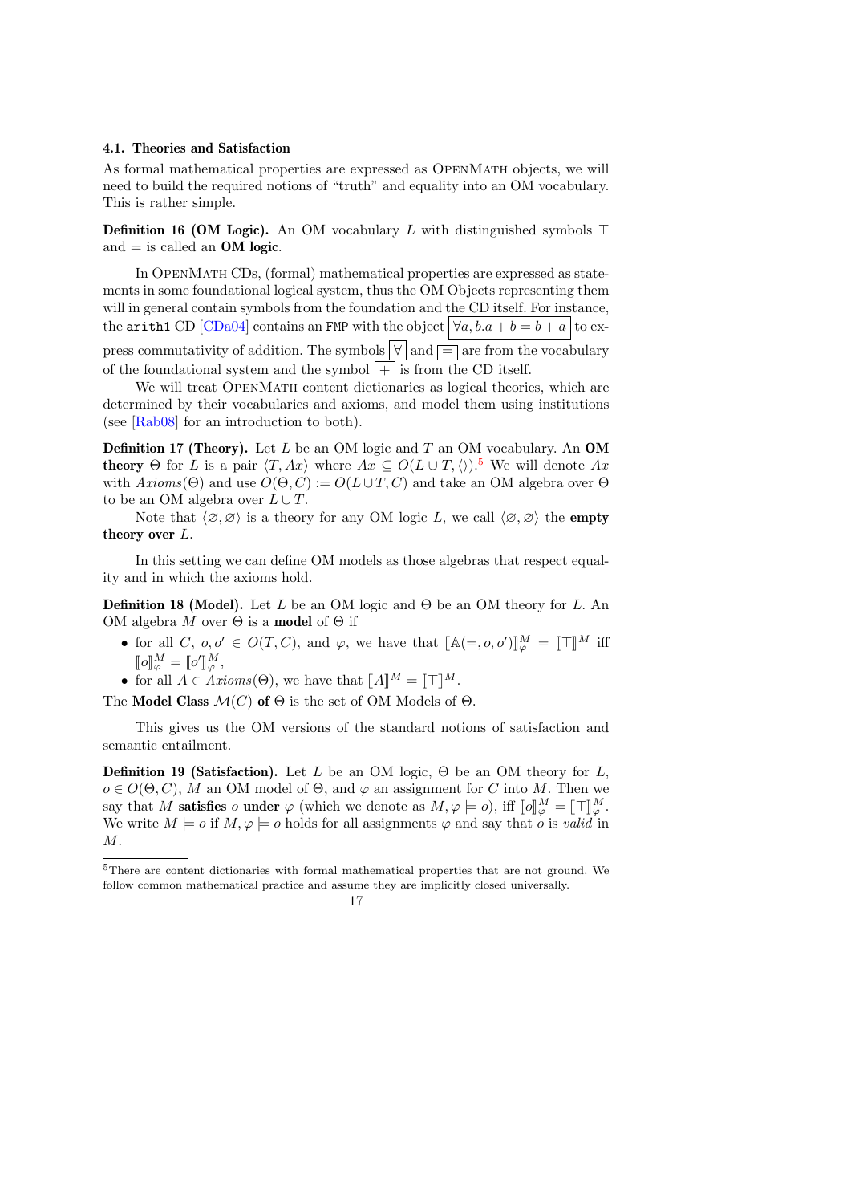### 4.1. Theories and Satisfaction

As formal mathematical properties are expressed as OpenMath objects, we will need to build the required notions of "truth" and equality into an OM vocabulary. This is rather simple.

**Definition 16 (OM Logic).** An OM vocabulary $L$ with distinguished symbols $\top$ and $=$ is called an **OM logic**.

In OpenMath CDs, (formal) mathematical properties are expressed as statements in some foundational logical system, thus the OM Objects representing them will in general contain symbols from the foundation and the CD itself. For instance, the `arith1` CD [CDa04] contains an `FMP` with the object $\boxed{\forall a, b. a + b = b + a}$ to express commutativity of addition. The symbols $\boxed{\forall}$ and $\boxed{=}$ are from the vocabulary of the foundational system and the symbol $\boxed{+}$ is from the CD itself.

We will treat OpenMath content dictionaries as logical theories, which are determined by their vocabularies and axioms, and model them using institutions (see [Rab08] for an introduction to both).

**Definition 17 (Theory).** Let $L$ be an OM logic and $T$ an OM vocabulary. An **OM theory** $\Theta$ for $L$ is a pair $\langle T, Ax\rangle$ where $Ax \subseteq O(L \cup T, \langle\rangle)$.[5] We will denote $Ax$ with $Axioms(\Theta)$ and use $O(\Theta, C) := O(L \cup T, C)$ and take an OM algebra over $\Theta$ to be an OM algebra over $L \cup T$.

Note that $\langle \varnothing, \varnothing\rangle$ is a theory for any OM logic $L$, we call $\langle \varnothing, \varnothing\rangle$ the **empty theory over** $L$.

In this setting we can define OM models as those algebras that respect equality and in which the axioms hold.

**Definition 18 (Model).** Let $L$ be an OM logic and $\Theta$ be an OM theory for $L$. An OM algebra $M$ over $\Theta$ is a **model** of $\Theta$ if

- for all $C$, $o, o' \in O(T, C)$, and $\varphi$, we have that $[\![\mathbb{A}(=, o, o')]\!]^M_\varphi = [\![\top]\!]^M$ iff $[\![o]\!]^M_\varphi = [\![o']\!]^M_\varphi$,
- for all $A \in Axioms(\Theta)$, we have that $[\![A]\!]^M = [\![\top]\!]^M$.

The **Model Class** $\mathcal{M}(C)$ **of** $\Theta$ is the set of OM Models of $\Theta$.

This gives us the OM versions of the standard notions of satisfaction and semantic entailment.

**Definition 19 (Satisfaction).** Let $L$ be an OM logic, $\Theta$ be an OM theory for $L$, $o \in O(\Theta, C)$, $M$ an OM model of $\Theta$, and $\varphi$ an assignment for $C$ into $M$. Then we say that $M$ **satisfies** $o$ **under** $\varphi$ (which we denote as $M, \varphi \models o$), iff $[\![o]\!]^M_\varphi = [\![\top]\!]^M_\varphi$. We write $M \models o$ if $M, \varphi \models o$ holds for all assignments $\varphi$ and say that $o$ is *valid* in $M$.

---

[5] There are content dictionaries with formal mathematical properties that are not ground. We follow common mathematical practice and assume they are implicitly closed universally.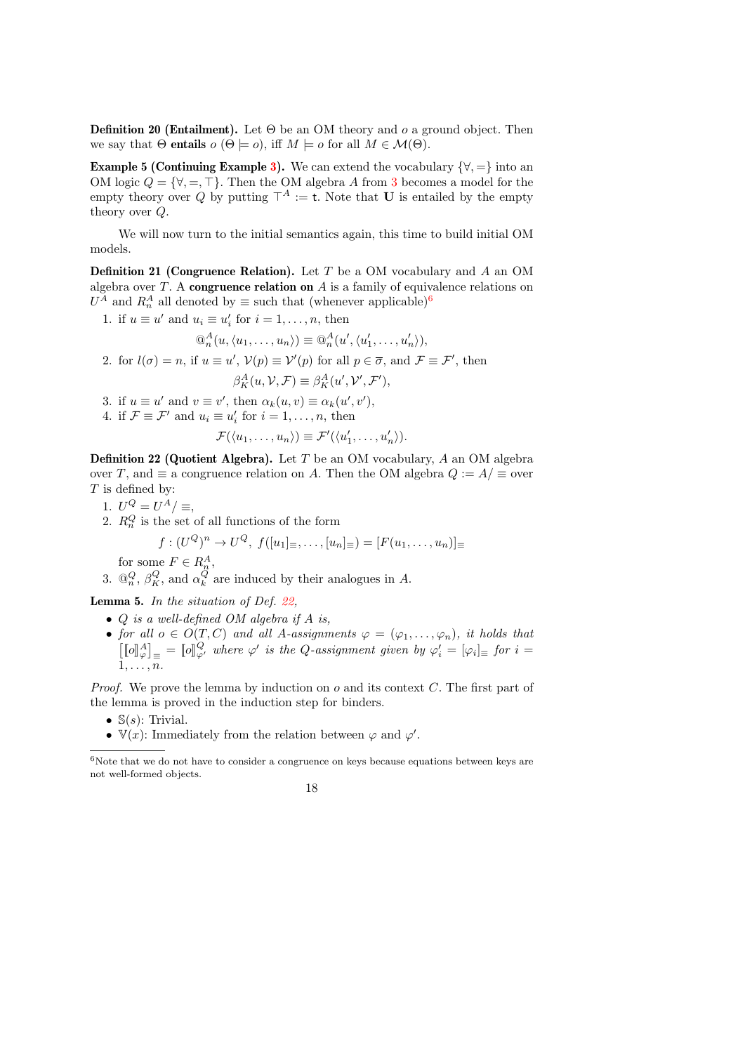**Definition 20 (Entailment).** Let $\Theta$ be an OM theory and $o$ a ground object. Then we say that $\Theta$ **entails** $o$ ($\Theta \models o$), iff $M \models o$ for all $M \in \mathcal{M}(\Theta)$.

**Example 5 (Continuing Example 3).** We can extend the vocabulary $\{\forall, =\}$ into an OM logic $Q = \{\forall, =, \top\}$. Then the OM algebra $A$ from 3 becomes a model for the empty theory over $Q$ by putting $\top^A := \mathsf{t}$. Note that $\mathbf{U}$ is entailed by the empty theory over $Q$.

We will now turn to the initial semantics again, this time to build initial OM models.

**Definition 21 (Congruence Relation).** Let $T$ be a OM vocabulary and $A$ an OM algebra over $T$. A **congruence relation on** $A$ is a family of equivalence relations on $U^A$ and $R_n^A$ all denoted by $\equiv$ such that (whenever applicable)[6]

1. if $u \equiv u'$ and $u_i \equiv u'_i$ for $i = 1, \ldots, n$, then
$$@_n^A(u, \langle u_1, \ldots, u_n \rangle) \equiv @_n^A(u', \langle u'_1, \ldots, u'_n \rangle),$$
2. for $l(\sigma) = n$, if $u \equiv u'$, $\mathcal{V}(p) \equiv \mathcal{V}'(p)$ for all $p \in \overline{\sigma}$, and $\mathcal{F} \equiv \mathcal{F}'$, then
$$\beta_K^A(u, \mathcal{V}, \mathcal{F}) \equiv \beta_K^A(u', \mathcal{V}', \mathcal{F}'),$$
3. if $u \equiv u'$ and $v \equiv v'$, then $\alpha_k(u, v) \equiv \alpha_k(u', v')$,
4. if $\mathcal{F} \equiv \mathcal{F}'$ and $u_i \equiv u'_i$ for $i = 1, \ldots, n$, then
$$\mathcal{F}(\langle u_1, \ldots, u_n \rangle) \equiv \mathcal{F}'(\langle u'_1, \ldots, u'_n \rangle).$$

**Definition 22 (Quotient Algebra).** Let $T$ be an OM vocabulary, $A$ an OM algebra over $T$, and $\equiv$ a congruence relation on $A$. Then the OM algebra $Q := A/\equiv$ over $T$ is defined by:

1. $U^Q = U^A/\equiv$,
2. $R_n^Q$ is the set of all functions of the form
$$f : (U^Q)^n \to U^Q,\ f([u_1]_\equiv, \ldots, [u_n]_\equiv) = [F(u_1, \ldots, u_n)]_\equiv$$
for some $F \in R_n^A$,
3. $@_n^Q$, $\beta_K^Q$, and $\alpha_k^Q$ are induced by their analogues in $A$.

**Lemma 5.** *In the situation of Def. 22,*

- *$Q$ is a well-defined OM algebra if $A$ is,*
- *for all $o \in O(T, C)$ and all $A$-assignments $\varphi = (\varphi_1, \ldots, \varphi_n)$, it holds that $\left[ [\![o]\!]_\varphi^A \right]_\equiv = [\![o]\!]_{\varphi'}^Q$ where $\varphi'$ is the $Q$-assignment given by $\varphi'_i = [\varphi_i]_\equiv$ for $i = 1, \ldots, n$.*

*Proof.* We prove the lemma by induction on $o$ and its context $C$. The first part of the lemma is proved in the induction step for binders.

- $\mathbb{S}(s)$: Trivial.
- $\mathbb{V}(x)$: Immediately from the relation between $\varphi$ and $\varphi'$.

[6] Note that we do not have to consider a congruence on keys because equations between keys are not well-formed objects.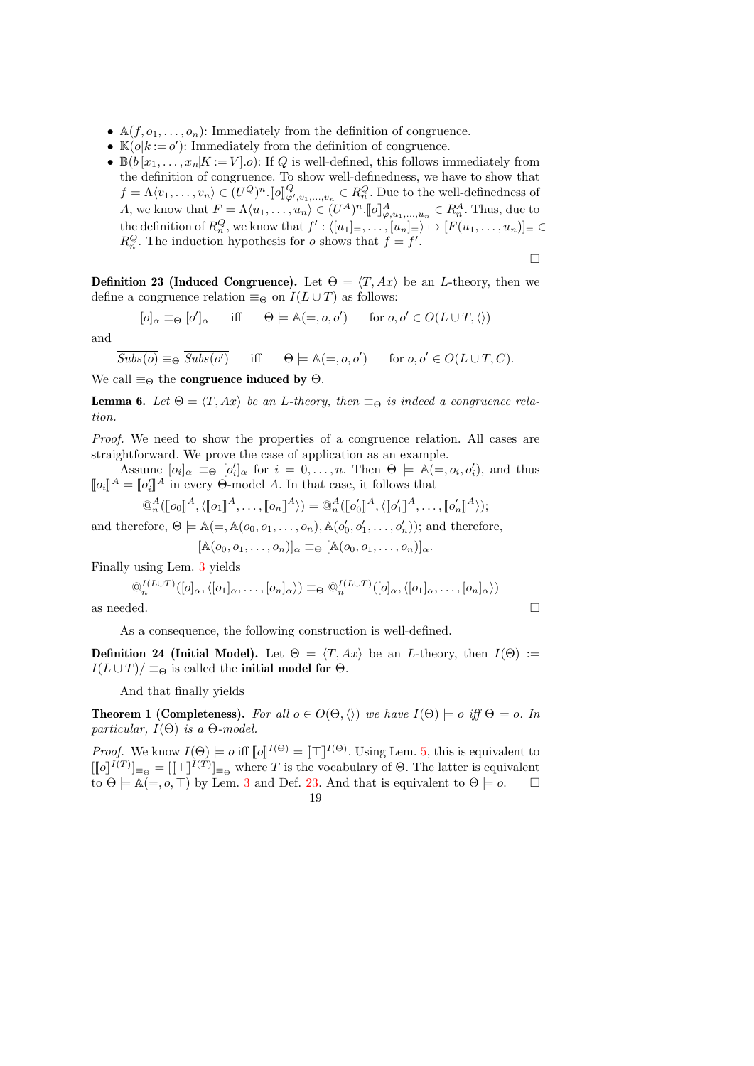- $\mathbb{A}(f, o_1, \ldots, o_n)$: Immediately from the definition of congruence.
- $\mathbb{K}(o|k := o')$: Immediately from the definition of congruence.
- $\mathbb{B}(b\,[x_1, \ldots, x_n|K := V].o)$: If $Q$ is well-defined, this follows immediately from the definition of congruence. To show well-definedness, we have to show that $f = \Lambda\langle v_1, \ldots, v_n\rangle \in (U^Q)^n.[\![o]\!]^Q_{\varphi', v_1, \ldots, v_n} \in R^Q_n$. Due to the well-definedness of $A$, we know that $F = \Lambda\langle u_1, \ldots, u_n\rangle \in (U^A)^n.[\![o]\!]^A_{\varphi, u_1, \ldots, u_n} \in R^A_n$. Thus, due to the definition of $R^Q_n$, we know that $f' : \langle [u_1]_\equiv, \ldots, [u_n]_\equiv\rangle \mapsto [F(u_1, \ldots, u_n)]_\equiv \in R^Q_n$. The induction hypothesis for $o$ shows that $f = f'$.

□

**Definition 23 (Induced Congruence).** Let $\Theta = \langle T, Ax\rangle$ be an $L$-theory, then we define a congruence relation $\equiv_\Theta$ on $I(L \cup T)$ as follows:

$$[o]_\alpha \equiv_\Theta [o']_\alpha \quad \text{iff} \quad \Theta \models \mathbb{A}(=, o, o') \quad \text{for } o, o' \in O(L \cup T, \langle\rangle)$$

and

$$\overline{Subs(o)} \equiv_\Theta \overline{Subs(o')} \quad \text{iff} \quad \Theta \models \mathbb{A}(=, o, o') \quad \text{for } o, o' \in O(L \cup T, C).$$

We call $\equiv_\Theta$ the **congruence induced by** $\Theta$.

**Lemma 6.** *Let $\Theta = \langle T, Ax\rangle$ be an $L$-theory, then $\equiv_\Theta$ is indeed a congruence relation.*

*Proof.* We need to show the properties of a congruence relation. All cases are straightforward. We prove the case of application as an example.

Assume $[o_i]_\alpha \equiv_\Theta [o'_i]_\alpha$ for $i = 0, \ldots, n$. Then $\Theta \models \mathbb{A}(=, o_i, o'_i)$, and thus $[\![o_i]\!]^A = [\![o'_i]\!]^A$ in every $\Theta$-model $A$. In that case, it follows that

$$@^A_n([\![o_0]\!]^A, \langle[\![o_1]\!]^A, \ldots, [\![o_n]\!]^A\rangle) = @^A_n([\![o'_0]\!]^A, \langle[\![o'_1]\!]^A, \ldots, [\![o'_n]\!]^A\rangle);$$

and therefore, $\Theta \models \mathbb{A}(=, \mathbb{A}(o_0, o_1, \ldots, o_n), \mathbb{A}(o'_0, o'_1, \ldots, o'_n))$; and therefore,

$$[\mathbb{A}(o_0, o_1, \ldots, o_n)]_\alpha \equiv_\Theta [\mathbb{A}(o_0, o_1, \ldots, o_n)]_\alpha.$$

Finally using Lem. 3 yields

$$@^{I(L\cup T)}_n([o]_\alpha, \langle[o_1]_\alpha, \ldots, [o_n]_\alpha\rangle) \equiv_\Theta @^{I(L\cup T)}_n([o]_\alpha, \langle[o_1]_\alpha, \ldots, [o_n]_\alpha\rangle)$$

as needed. □

As a consequence, the following construction is well-defined.

**Definition 24 (Initial Model).** Let $\Theta = \langle T, Ax\rangle$ be an $L$-theory, then $I(\Theta) := I(L \cup T)/\equiv_\Theta$ is called the **initial model for** $\Theta$.

And that finally yields

**Theorem 1 (Completeness).** *For all $o \in O(\Theta, \langle\rangle)$ we have $I(\Theta) \models o$ iff $\Theta \models o$. In particular, $I(\Theta)$ is a $\Theta$-model.*

*Proof.* We know $I(\Theta) \models o$ iff $[\![o]\!]^{I(\Theta)} = [\![\top]\!]^{I(\Theta)}$. Using Lem. 5, this is equivalent to $[[\![o]\!]^{I(T)}]_{\equiv_\Theta} = [[\![\top]\!]^{I(T)}]_{\equiv_\Theta}$ where $T$ is the vocabulary of $\Theta$. The latter is equivalent to $\Theta \models \mathbb{A}(=, o, \top)$ by Lem. 3 and Def. 23. And that is equivalent to $\Theta \models o$. □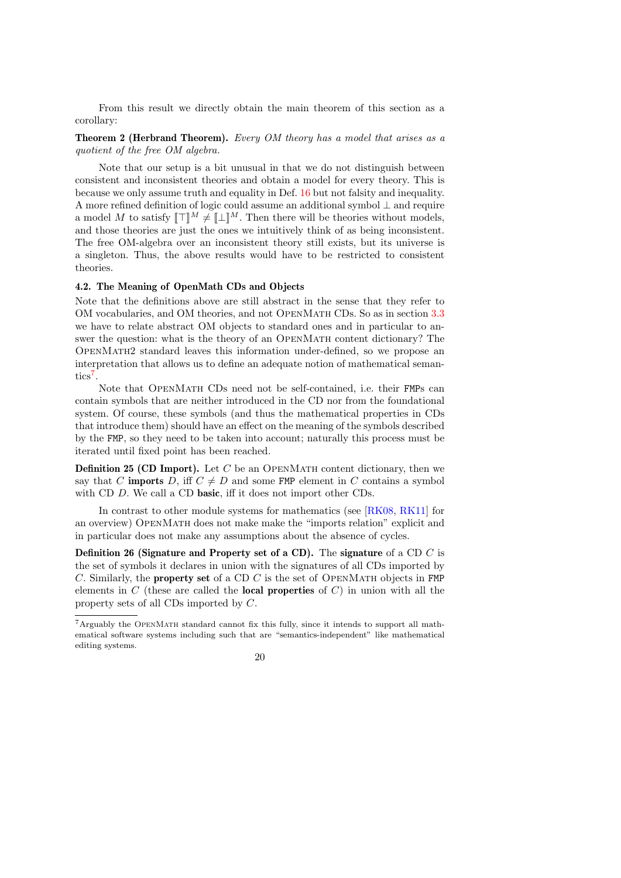From this result we directly obtain the main theorem of this section as a corollary:

**Theorem 2 (Herbrand Theorem).** *Every OM theory has a model that arises as a quotient of the free OM algebra.*

Note that our setup is a bit unusual in that we do not distinguish between consistent and inconsistent theories and obtain a model for every theory. This is because we only assume truth and equality in Def. 16 but not falsity and inequality. A more refined definition of logic could assume an additional symbol $\bot$ and require a model $M$ to satisfy $[\![\top]\!]^M \neq [\![\bot]\!]^M$. Then there will be theories without models, and those theories are just the ones we intuitively think of as being inconsistent. The free OM-algebra over an inconsistent theory still exists, but its universe is a singleton. Thus, the above results would have to be restricted to consistent theories.

### 4.2. The Meaning of OpenMath CDs and Objects

Note that the definitions above are still abstract in the sense that they refer to OM vocabularies, and OM theories, and not OpenMath CDs. So as in section 3.3 we have to relate abstract OM objects to standard ones and in particular to answer the question: what is the theory of an OpenMath content dictionary? The OpenMath2 standard leaves this information under-defined, so we propose an interpretation that allows us to define an adequate notion of mathematical semantics[7].

Note that OpenMath CDs need not be self-contained, i.e. their `FMP`s can contain symbols that are neither introduced in the CD nor from the foundational system. Of course, these symbols (and thus the mathematical properties in CDs that introduce them) should have an effect on the meaning of the symbols described by the `FMP`, so they need to be taken into account; naturally this process must be iterated until fixed point has been reached.

**Definition 25 (CD Import).** Let $C$ be an OpenMath content dictionary, then we say that $C$ **imports** $D$, iff $C \neq D$ and some `FMP` element in $C$ contains a symbol with CD $D$. We call a CD **basic**, iff it does not import other CDs.

In contrast to other module systems for mathematics (see [RK08, RK11] for an overview) OpenMath does not make make the "imports relation" explicit and in particular does not make any assumptions about the absence of cycles.

**Definition 26 (Signature and Property set of a CD).** The **signature** of a CD $C$ is the set of symbols it declares in union with the signatures of all CDs imported by $C$. Similarly, the **property set** of a CD $C$ is the set of OpenMath objects in `FMP` elements in $C$ (these are called the **local properties** of $C$) in union with all the property sets of all CDs imported by $C$.

[7] Arguably the OpenMath standard cannot fix this fully, since it intends to support all mathematical software systems including such that are "semantics-independent" like mathematical editing systems.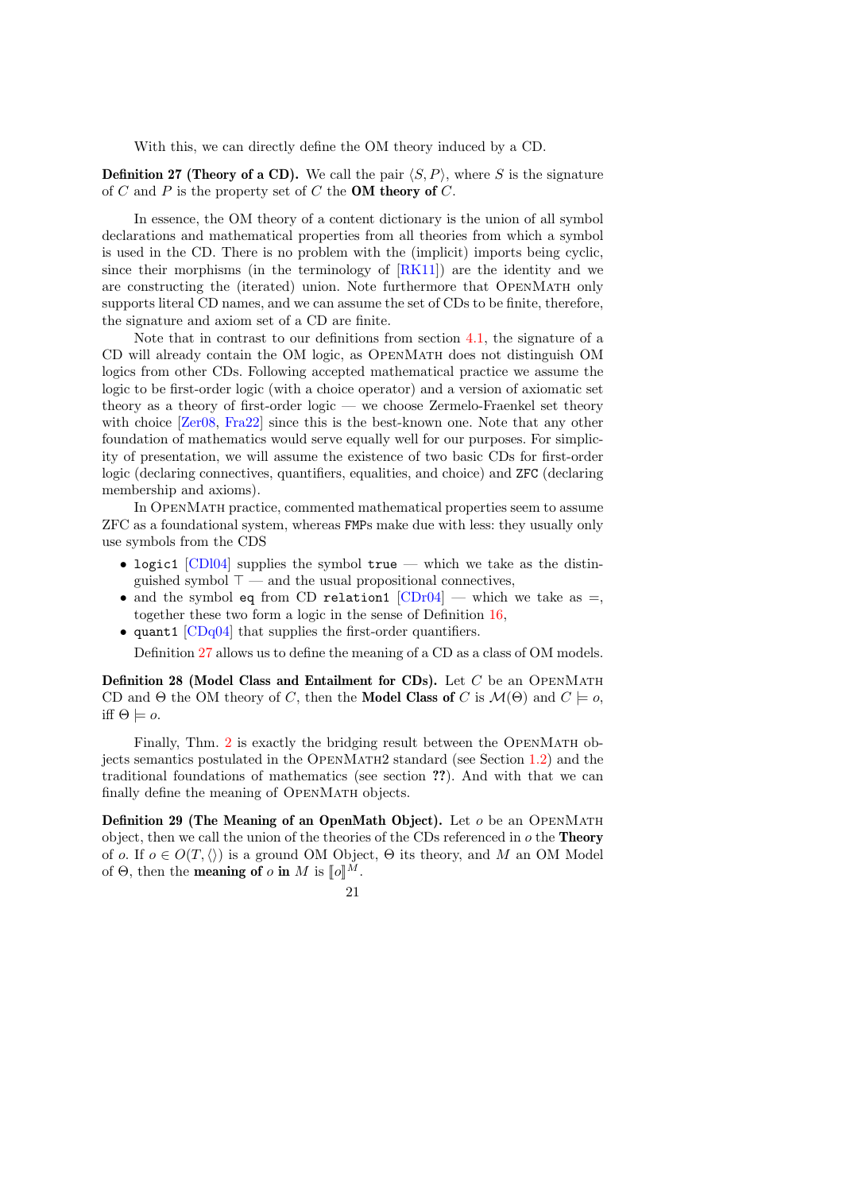With this, we can directly define the OM theory induced by a CD.

**Definition 27 (Theory of a CD).** We call the pair $\langle S, P\rangle$, where $S$ is the signature of $C$ and $P$ is the property set of $C$ the **OM theory of** $C$.

In essence, the OM theory of a content dictionary is the union of all symbol declarations and mathematical properties from all theories from which a symbol is used in the CD. There is no problem with the (implicit) imports being cyclic, since their morphisms (in the terminology of [RK11]) are the identity and we are constructing the (iterated) union. Note furthermore that OpenMath only supports literal CD names, and we can assume the set of CDs to be finite, therefore, the signature and axiom set of a CD are finite.

Note that in contrast to our definitions from section 4.1, the signature of a CD will already contain the OM logic, as OpenMath does not distinguish OM logics from other CDs. Following accepted mathematical practice we assume the logic to be first-order logic (with a choice operator) and a version of axiomatic set theory as a theory of first-order logic — we choose Zermelo-Fraenkel set theory with choice [Zer08, Fra22] since this is the best-known one. Note that any other foundation of mathematics would serve equally well for our purposes. For simplicity of presentation, we will assume the existence of two basic CDs for first-order logic (declaring connectives, quantifiers, equalities, and choice) and `ZFC` (declaring membership and axioms).

In OpenMath practice, commented mathematical properties seem to assume ZFC as a foundational system, whereas `FMP`s make due with less: they usually only use symbols from the CDS

- `logic1` [CDl04] supplies the symbol `true` — which we take as the distinguished symbol $\top$ — and the usual propositional connectives,
- and the symbol `eq` from CD `relation1` [CDr04] — which we take as $=$, together these two form a logic in the sense of Definition 16,
- `quant1` [CDq04] that supplies the first-order quantifiers.

Definition 27 allows us to define the meaning of a CD as a class of OM models.

**Definition 28 (Model Class and Entailment for CDs).** Let $C$ be an OpenMath CD and $\Theta$ the OM theory of $C$, then the **Model Class of** $C$ is $\mathcal{M}(\Theta)$ and $C \models o$, iff $\Theta \models o$.

Finally, Thm. 2 is exactly the bridging result between the OpenMath objects semantics postulated in the OpenMath2 standard (see Section 1.2) and the traditional foundations of mathematics (see section **??**). And with that we can finally define the meaning of OpenMath objects.

**Definition 29 (The Meaning of an OpenMath Object).** Let $o$ be an OpenMath object, then we call the union of the theories of the CDs referenced in $o$ the **Theory** of $o$. If $o \in O(T, \langle\rangle)$ is a ground OM Object, $\Theta$ its theory, and $M$ an OM Model of $\Theta$, then the **meaning of** $o$ **in** $M$ is $[\![o]\!]^M$.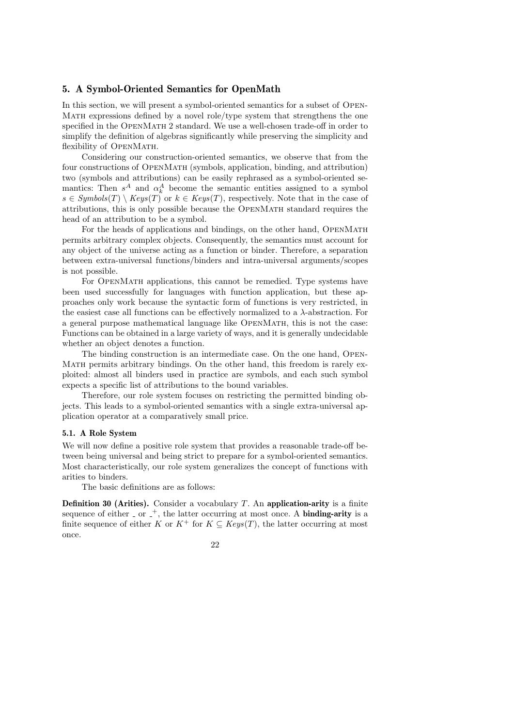## 5. A Symbol-Oriented Semantics for OpenMath

In this section, we will present a symbol-oriented semantics for a subset of OpenMath expressions defined by a novel role/type system that strengthens the one specified in the OpenMath 2 standard. We use a well-chosen trade-off in order to simplify the definition of algebras significantly while preserving the simplicity and flexibility of OpenMath.

Considering our construction-oriented semantics, we observe that from the four constructions of OpenMath (symbols, application, binding, and attribution) two (symbols and attributions) can be easily rephrased as a symbol-oriented semantics: Then $s^A$ and $\alpha_k^A$ become the semantic entities assigned to a symbol $s \in Symbols(T) \setminus Keys(T)$ or $k \in Keys(T)$, respectively. Note that in the case of attributions, this is only possible because the OpenMath standard requires the head of an attribution to be a symbol.

For the heads of applications and bindings, on the other hand, OpenMath permits arbitrary complex objects. Consequently, the semantics must account for any object of the universe acting as a function or binder. Therefore, a separation between extra-universal functions/binders and intra-universal arguments/scopes is not possible.

For OpenMath applications, this cannot be remedied. Type systems have been used successfully for languages with function application, but these approaches only work because the syntactic form of functions is very restricted, in the easiest case all functions can be effectively normalized to a $\lambda$-abstraction. For a general purpose mathematical language like OpenMath, this is not the case: Functions can be obtained in a large variety of ways, and it is generally undecidable whether an object denotes a function.

The binding construction is an intermediate case. On the one hand, OpenMath permits arbitrary bindings. On the other hand, this freedom is rarely exploited: almost all binders used in practice are symbols, and each such symbol expects a specific list of attributions to the bound variables.

Therefore, our role system focuses on restricting the permitted binding objects. This leads to a symbol-oriented semantics with a single extra-universal application operator at a comparatively small price.

### 5.1. A Role System

We will now define a positive role system that provides a reasonable trade-off between being universal and being strict to prepare for a symbol-oriented semantics. Most characteristically, our role system generalizes the concept of functions with arities to binders.

The basic definitions are as follows:

**Definition 30 (Arities).** Consider a vocabulary $T$. An **application-arity** is a finite sequence of either $\_$ or $\_^+$, the latter occurring at most once. A **binding-arity** is a finite sequence of either $K$ or $K^+$ for $K \subseteq Keys(T)$, the latter occurring at most once.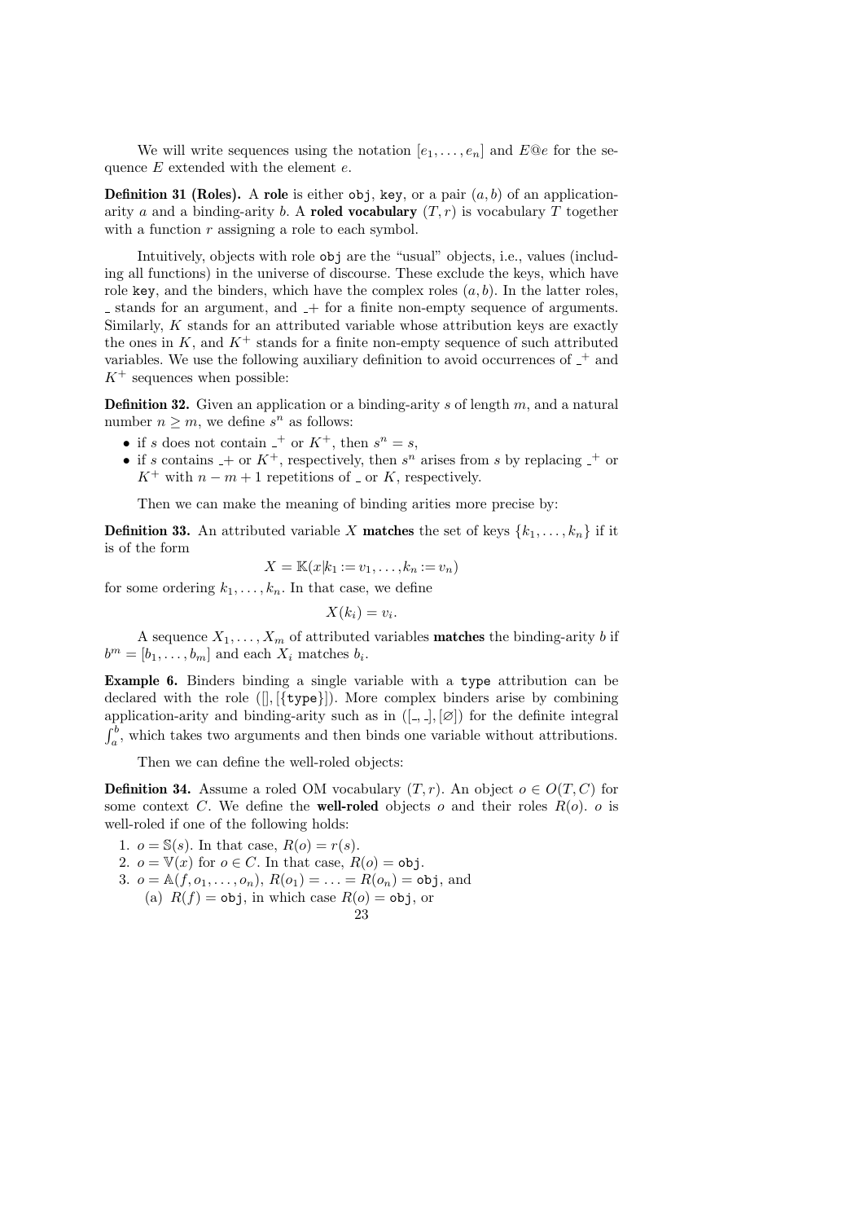We will write sequences using the notation $[e_1, \dots, e_n]$ and $E@e$ for the sequence $E$ extended with the element $e$.

**Definition 31 (Roles).** A **role** is either `obj`, `key`, or a pair $(a, b)$ of an application-arity $a$ and a binding-arity $b$. A **roled vocabulary** $(T, r)$ is vocabulary $T$ together with a function $r$ assigning a role to each symbol.

Intuitively, objects with role `obj` are the "usual" objects, i.e., values (including all functions) in the universe of discourse. These exclude the keys, which have role `key`, and the binders, which have the complex roles $(a, b)$. In the latter roles, $\_$ stands for an argument, and $\_+$ for a finite non-empty sequence of arguments. Similarly, $K$ stands for an attributed variable whose attribution keys are exactly the ones in $K$, and $K^+$ stands for a finite non-empty sequence of such attributed variables. We use the following auxiliary definition to avoid occurrences of $\_^+$ and $K^+$ sequences when possible:

**Definition 32.** Given an application or a binding-arity $s$ of length $m$, and a natural number $n \geq m$, we define $s^n$ as follows:

- if $s$ does not contain $\_^+$ or $K^+$, then $s^n = s$,
- if $s$ contains $\_+$ or $K^+$, respectively, then $s^n$ arises from $s$ by replacing $\_^+$ or $K^+$ with $n - m + 1$ repetitions of $\_$ or $K$, respectively.

Then we can make the meaning of binding arities more precise by:

**Definition 33.** An attributed variable $X$ **matches** the set of keys $\{k_1, \dots, k_n\}$ if it is of the form

$$X = \mathbb{K}(x|k_1 := v_1, \dots, k_n := v_n)$$

for some ordering $k_1, \dots, k_n$. In that case, we define

$$X(k_i) = v_i.$$

A sequence $X_1, \dots, X_m$ of attributed variables **matches** the binding-arity $b$ if $b^m = [b_1, \dots, b_m]$ and each $X_i$ matches $b_i$.

**Example 6.** Binders binding a single variable with a `type` attribution can be declared with the role $([], [\{\texttt{type}\}])$. More complex binders arise by combining application-arity and binding-arity such as in $([\_, \_], [\varnothing])$ for the definite integral $\int_a^b$, which takes two arguments and then binds one variable without attributions.

Then we can define the well-roled objects:

**Definition 34.** Assume a roled OM vocabulary $(T, r)$. An object $o \in O(T, C)$ for some context $C$. We define the **well-roled** objects $o$ and their roles $R(o)$. $o$ is well-roled if one of the following holds:

1. $o = \mathbb{S}(s)$. In that case, $R(o) = r(s)$.
2. $o = \mathbb{V}(x)$ for $o \in C$. In that case, $R(o) = \texttt{obj}$.
3. $o = \mathbb{A}(f, o_1, \dots, o_n)$, $R(o_1) = \dots = R(o_n) = \texttt{obj}$, and
   (a) $R(f) = \texttt{obj}$, in which case $R(o) = \texttt{obj}$, or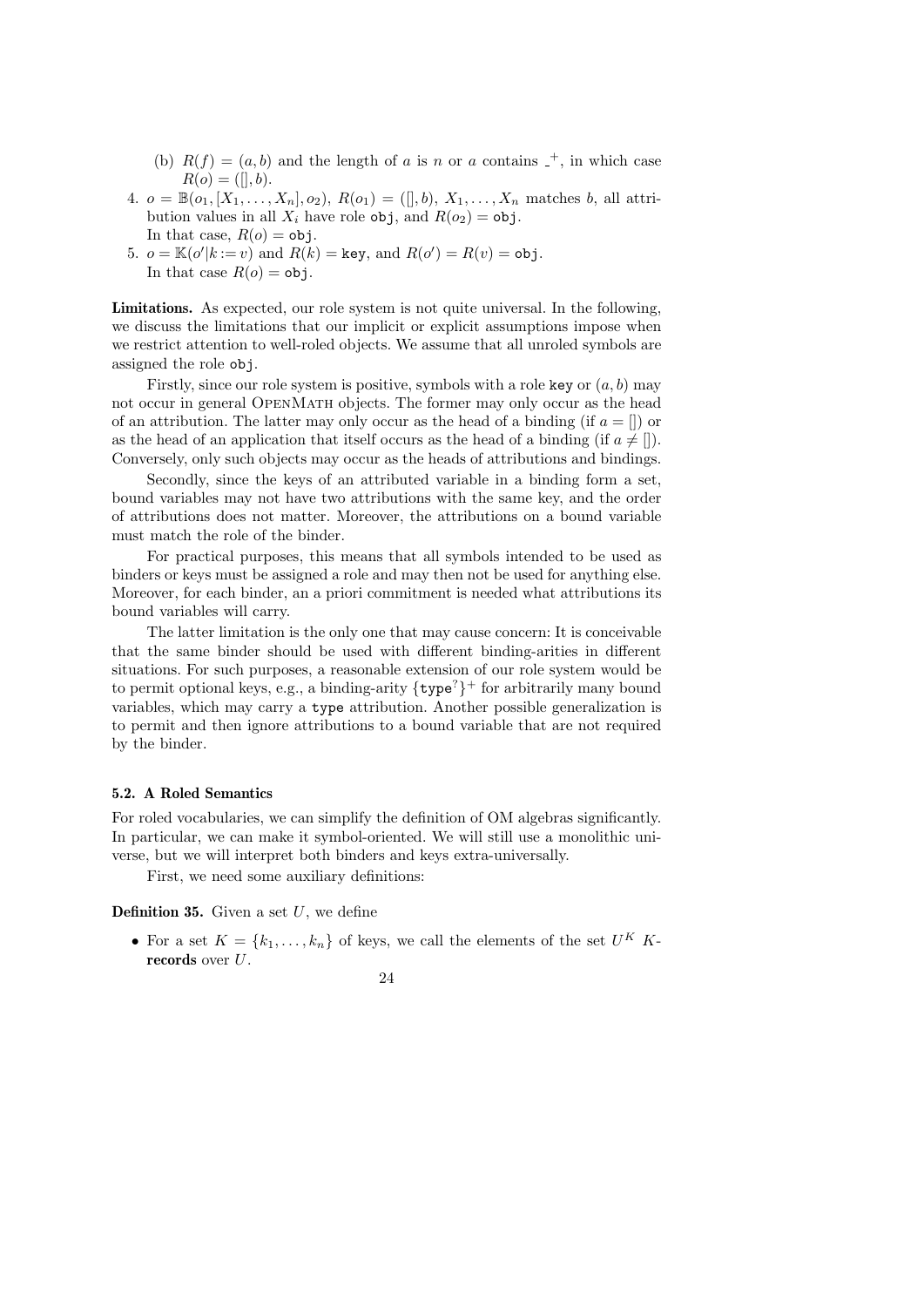(b) $R(f) = (a, b)$ and the length of $a$ is $n$ or $a$ contains $\_^+$, in which case $R(o) = ([], b)$.

4. $o = \mathbb{B}(o_1, [X_1, \ldots, X_n], o_2)$, $R(o_1) = ([], b)$, $X_1, \ldots, X_n$ matches $b$, all attribution values in all $X_i$ have role $\texttt{obj}$, and $R(o_2) = \texttt{obj}$.
   In that case, $R(o) = \texttt{obj}$.
5. $o = \mathbb{K}(o'|k := v)$ and $R(k) = \texttt{key}$, and $R(o') = R(v) = \texttt{obj}$.
   In that case $R(o) = \texttt{obj}$.

**Limitations.** As expected, our role system is not quite universal. In the following, we discuss the limitations that our implicit or explicit assumptions impose when we restrict attention to well-roled objects. We assume that all unroled symbols are assigned the role obj.

Firstly, since our role system is positive, symbols with a role key or $(a, b)$ may not occur in general OpenMath objects. The former may only occur as the head of an attribution. The latter may only occur as the head of a binding (if $a = []$) or as the head of an application that itself occurs as the head of a binding (if $a \neq []$). Conversely, only such objects may occur as the heads of attributions and bindings.

Secondly, since the keys of an attributed variable in a binding form a set, bound variables may not have two attributions with the same key, and the order of attributions does not matter. Moreover, the attributions on a bound variable must match the role of the binder.

For practical purposes, this means that all symbols intended to be used as binders or keys must be assigned a role and may then not be used for anything else. Moreover, for each binder, an a priori commitment is needed what attributions its bound variables will carry.

The latter limitation is the only one that may cause concern: It is conceivable that the same binder should be used with different binding-arities in different situations. For such purposes, a reasonable extension of our role system would be to permit optional keys, e.g., a binding-arity $\{\texttt{type}^?\}^+$ for arbitrarily many bound variables, which may carry a type attribution. Another possible generalization is to permit and then ignore attributions to a bound variable that are not required by the binder.

### 5.2. A Roled Semantics

For roled vocabularies, we can simplify the definition of OM algebras significantly. In particular, we can make it symbol-oriented. We will still use a monolithic universe, but we will interpret both binders and keys extra-universally.

First, we need some auxiliary definitions:

**Definition 35.** Given a set $U$, we define

- For a set $K = \{k_1, \ldots, k_n\}$ of keys, we call the elements of the set $U^K$ $K$-**records** over $U$.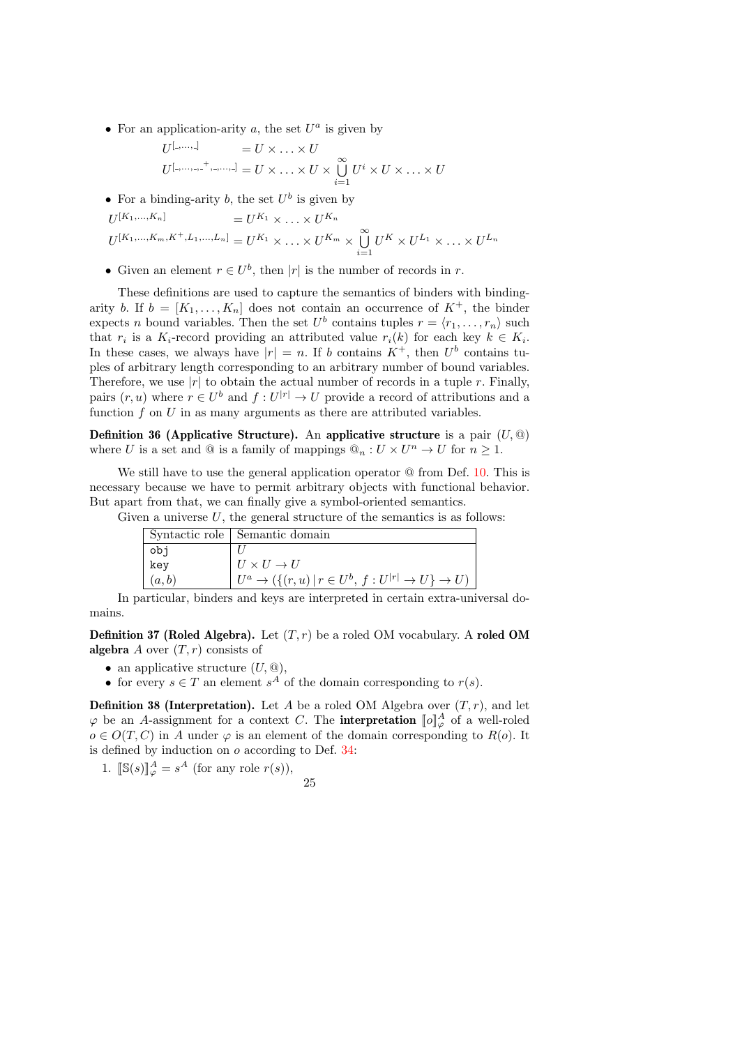- For an application-arity $a$, the set $U^a$ is given by

$$U^{[\_,\ldots,\_]} = U \times \ldots \times U$$
$$U^{[\_,\ldots,\_^+,\_,\ldots,\_]} = U \times \ldots \times U \times \bigcup_{i=1}^{\infty} U^i \times U \times \ldots \times U$$

- For a binding-arity $b$, the set $U^b$ is given by

$$U^{[K_1,\ldots,K_n]} = U^{K_1} \times \ldots \times U^{K_n}$$
$$U^{[K_1,\ldots,K_m,K^+,L_1,\ldots,L_n]} = U^{K_1} \times \ldots \times U^{K_m} \times \bigcup_{i=1}^{\infty} U^K \times U^{L_1} \times \ldots \times U^{L_n}$$

- Given an element $r \in U^b$, then $|r|$ is the number of records in $r$.

These definitions are used to capture the semantics of binders with binding-arity $b$. If $b = [K_1, \ldots, K_n]$ does not contain an occurrence of $K^+$, the binder expects $n$ bound variables. Then the set $U^b$ contains tuples $r = \langle r_1, \ldots, r_n \rangle$ such that $r_i$ is a $K_i$-record providing an attributed value $r_i(k)$ for each key $k \in K_i$. In these cases, we always have $|r| = n$. If $b$ contains $K^+$, then $U^b$ contains tuples of arbitrary length corresponding to an arbitrary number of bound variables. Therefore, we use $|r|$ to obtain the actual number of records in a tuple $r$. Finally, pairs $(r, u)$ where $r \in U^b$ and $f : U^{|r|} \to U$ provide a record of attributions and a function $f$ on $U$ in as many arguments as there are attributed variables.

**Definition 36 (Applicative Structure).** An **applicative structure** is a pair $(U, @)$ where $U$ is a set and $@$ is a family of mappings $@_n : U \times U^n \to U$ for $n \geq 1$.

We still have to use the general application operator $@$ from Def. 10. This is necessary because we have to permit arbitrary objects with functional behavior. But apart from that, we can finally give a symbol-oriented semantics.

Given a universe $U$, the general structure of the semantics is as follows:

| Syntactic role | Semantic domain |
|---|---|
| `obj` | $U$ |
| `key` | $U \times U \to U$ |
| $(a, b)$ | $U^a \to (\{(r, u) \mid r \in U^b,\ f : U^{\lvert r \rvert} \to U\} \to U)$ |

In particular, binders and keys are interpreted in certain extra-universal domains.

**Definition 37 (Roled Algebra).** Let $(T, r)$ be a roled OM vocabulary. A **roled OM algebra** $A$ over $(T, r)$ consists of

- an applicative structure $(U, @)$,
- for every $s \in T$ an element $s^A$ of the domain corresponding to $r(s)$.

**Definition 38 (Interpretation).** Let $A$ be a roled OM Algebra over $(T, r)$, and let $\varphi$ be an $A$-assignment for a context $C$. The **interpretation** $[\![o]\!]^A_\varphi$ of a well-roled $o \in O(T, C)$ in $A$ under $\varphi$ is an element of the domain corresponding to $R(o)$. It is defined by induction on $o$ according to Def. 34:

1. $[\![\mathbb{S}(s)]\!]^A_\varphi = s^A$ (for any role $r(s)$),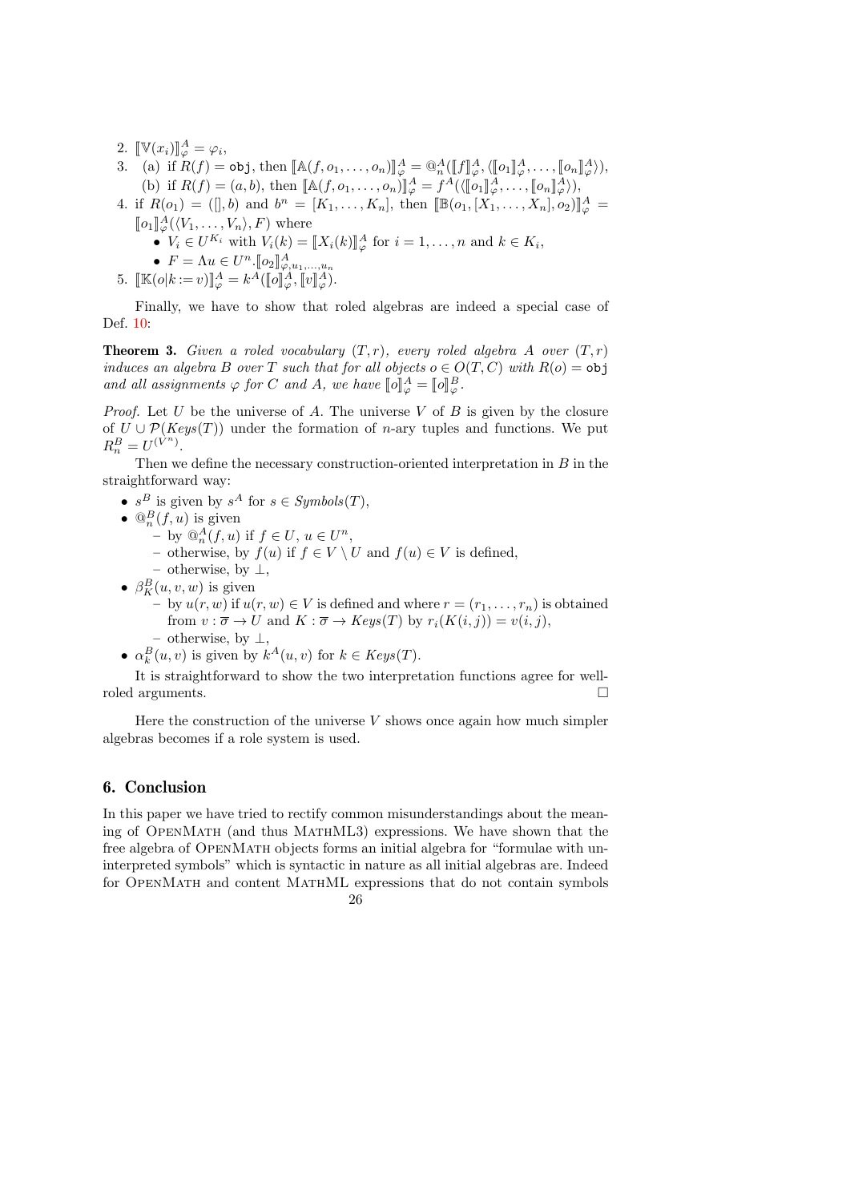2. $[\![\mathbb{V}(x_i)]\!]^A_\varphi = \varphi_i$,
3. (a) if $R(f) = \mathtt{obj}$, then $[\![\mathbb{A}(f, o_1, \dots, o_n)]\!]^A_\varphi = @^A_n([\![f]\!]^A_\varphi, \langle [\![o_1]\!]^A_\varphi, \dots, [\![o_n]\!]^A_\varphi \rangle)$,
   (b) if $R(f) = (a, b)$, then $[\![\mathbb{A}(f, o_1, \dots, o_n)]\!]^A_\varphi = f^A(\langle [\![o_1]\!]^A_\varphi, \dots, [\![o_n]\!]^A_\varphi \rangle)$,
4. if $R(o_1) = ([], b)$ and $b^n = [K_1, \dots, K_n]$, then $[\![\mathbb{B}(o_1, [X_1, \dots, X_n], o_2)]\!]^A_\varphi = [\![o_1]\!]^A_\varphi(\langle V_1, \dots, V_n \rangle, F)$ where
   - $V_i \in U^{K_i}$ with $V_i(k) = [\![X_i(k)]\!]^A_\varphi$ for $i = 1, \dots, n$ and $k \in K_i$,
   - $F = \Lambda u \in U^n . [\![o_2]\!]^A_{\varphi, u_1, \dots, u_n}$
5. $[\![\mathbb{K}(o|k := v)]\!]^A_\varphi = k^A([\![o]\!]^A_\varphi, [\![v]\!]^A_\varphi)$.

Finally, we have to show that roled algebras are indeed a special case of Def. 10:

**Theorem 3.** *Given a roled vocabulary $(T, r)$, every roled algebra $A$ over $(T, r)$ induces an algebra $B$ over $T$ such that for all objects $o \in O(T, C)$ with $R(o) = \mathtt{obj}$ and all assignments $\varphi$ for $C$ and $A$, we have $[\![o]\!]^A_\varphi = [\![o]\!]^B_\varphi$.*

*Proof.* Let $U$ be the universe of $A$. The universe $V$ of $B$ is given by the closure of $U \cup \mathcal{P}(\mathit{Keys}(T))$ under the formation of $n$-ary tuples and functions. We put $R^B_n = U^{(V^n)}$.

Then we define the necessary construction-oriented interpretation in $B$ in the straightforward way:

- $s^B$ is given by $s^A$ for $s \in \mathit{Symbols}(T)$,
- $@^B_n(f, u)$ is given
  - by $@^A_n(f, u)$ if $f \in U$, $u \in U^n$,
  - otherwise, by $f(u)$ if $f \in V \setminus U$ and $f(u) \in V$ is defined,
  - otherwise, by $\perp$,
- $\beta^B_K(u, v, w)$ is given
  - by $u(r, w)$ if $u(r, w) \in V$ is defined and where $r = (r_1, \dots, r_n)$ is obtained from $v : \overline{\sigma} \to U$ and $K : \overline{\sigma} \to \mathit{Keys}(T)$ by $r_i(K(i, j)) = v(i, j)$,
  - otherwise, by $\perp$,
- $\alpha^B_k(u, v)$ is given by $k^A(u, v)$ for $k \in \mathit{Keys}(T)$.

It is straightforward to show the two interpretation functions agree for well-roled arguments. □

Here the construction of the universe $V$ shows once again how much simpler algebras becomes if a role system is used.

## 6. Conclusion

In this paper we have tried to rectify common misunderstandings about the meaning of OpenMath (and thus MathML3) expressions. We have shown that the free algebra of OpenMath objects forms an initial algebra for "formulae with uninterpreted symbols" which is syntactic in nature as all initial algebras are. Indeed for OpenMath and content MathML expressions that do not contain symbols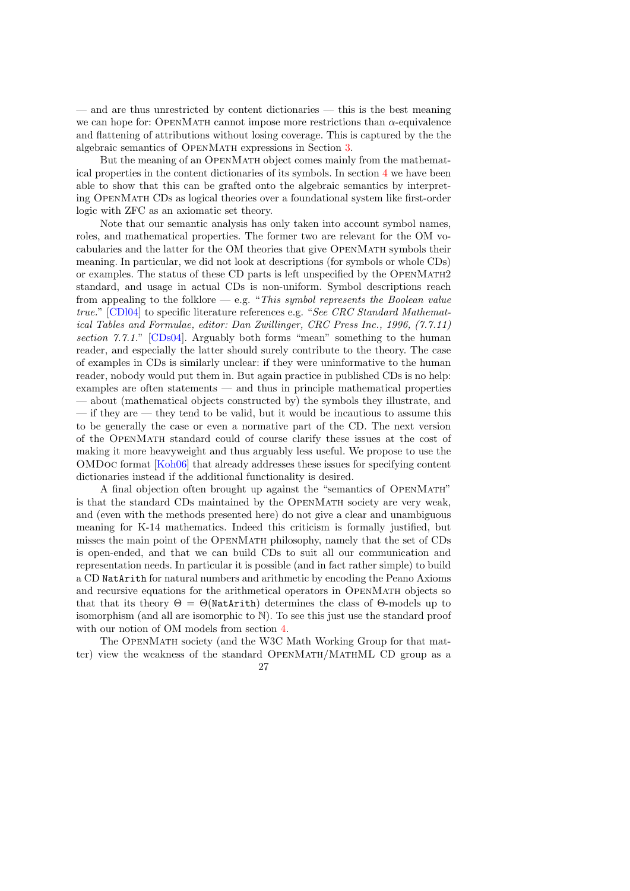— and are thus unrestricted by content dictionaries — this is the best meaning we can hope for: OpenMath cannot impose more restrictions than $\alpha$-equivalence and flattening of attributions without losing coverage. This is captured by the the algebraic semantics of OpenMath expressions in Section 3.

But the meaning of an OpenMath object comes mainly from the mathematical properties in the content dictionaries of its symbols. In section 4 we have been able to show that this can be grafted onto the algebraic semantics by interpreting OpenMath CDs as logical theories over a foundational system like first-order logic with ZFC as an axiomatic set theory.

Note that our semantic analysis has only taken into account symbol names, roles, and mathematical properties. The former two are relevant for the OM vocabularies and the latter for the OM theories that give OpenMath symbols their meaning. In particular, we did not look at descriptions (for symbols or whole CDs) or examples. The status of these CD parts is left unspecified by the OpenMath2 standard, and usage in actual CDs is non-uniform. Symbol descriptions reach from appealing to the folklore — e.g. "*This symbol represents the Boolean value true.*" [CDl04] to specific literature references e.g. "*See CRC Standard Mathematical Tables and Formulae, editor: Dan Zwillinger, CRC Press Inc., 1996, (7.7.11) section 7.7.1.*" [CDs04]. Arguably both forms "mean" something to the human reader, and especially the latter should surely contribute to the theory. The case of examples in CDs is similarly unclear: if they were uninformative to the human reader, nobody would put them in. But again practice in published CDs is no help: examples are often statements — and thus in principle mathematical properties — about (mathematical objects constructed by) the symbols they illustrate, and — if they are — they tend to be valid, but it would be incautious to assume this to be generally the case or even a normative part of the CD. The next version of the OpenMath standard could of course clarify these issues at the cost of making it more heavyweight and thus arguably less useful. We propose to use the OMDoc format [Koh06] that already addresses these issues for specifying content dictionaries instead if the additional functionality is desired.

A final objection often brought up against the "semantics of OpenMath" is that the standard CDs maintained by the OpenMath society are very weak, and (even with the methods presented here) do not give a clear and unambiguous meaning for K-14 mathematics. Indeed this criticism is formally justified, but misses the main point of the OpenMath philosophy, namely that the set of CDs is open-ended, and that we can build CDs to suit all our communication and representation needs. In particular it is possible (and in fact rather simple) to build a CD `NatArith` for natural numbers and arithmetic by encoding the Peano Axioms and recursive equations for the arithmetical operators in OpenMath objects so that that its theory $\Theta = \Theta(\texttt{NatArith})$ determines the class of $\Theta$-models up to isomorphism (and all are isomorphic to $\mathbb{N}$). To see this just use the standard proof with our notion of OM models from section 4.

The OpenMath society (and the W3C Math Working Group for that matter) view the weakness of the standard OpenMath/MathML CD group as a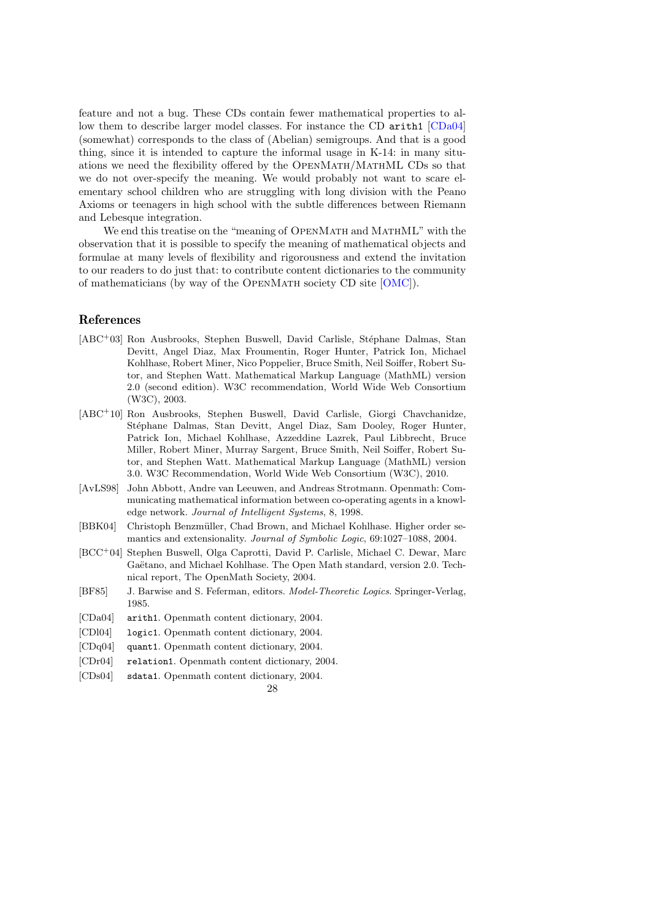feature and not a bug. These CDs contain fewer mathematical properties to allow them to describe larger model classes. For instance the CD `arith1` [CDa04] (somewhat) corresponds to the class of (Abelian) semigroups. And that is a good thing, since it is intended to capture the informal usage in K-14: in many situations we need the flexibility offered by the OpenMath/MathML CDs so that we do not over-specify the meaning. We would probably not want to scare elementary school children who are struggling with long division with the Peano Axioms or teenagers in high school with the subtle differences between Riemann and Lebesque integration.

We end this treatise on the "meaning of OpenMath and MathML" with the observation that it is possible to specify the meaning of mathematical objects and formulae at many levels of flexibility and rigorousness and extend the invitation to our readers to do just that: to contribute content dictionaries to the community of mathematicians (by way of the OpenMath society CD site [OMC]).

## References

- [ABC+03] Ron Ausbrooks, Stephen Buswell, David Carlisle, Stéphane Dalmas, Stan Devitt, Angel Diaz, Max Froumentin, Roger Hunter, Patrick Ion, Michael Kohlhase, Robert Miner, Nico Poppelier, Bruce Smith, Neil Soiffer, Robert Sutor, and Stephen Watt. Mathematical Markup Language (MathML) version 2.0 (second edition). W3C recommendation, World Wide Web Consortium (W3C), 2003.
- [ABC+10] Ron Ausbrooks, Stephen Buswell, David Carlisle, Giorgi Chavchanidze, Stéphane Dalmas, Stan Devitt, Angel Diaz, Sam Dooley, Roger Hunter, Patrick Ion, Michael Kohlhase, Azzeddine Lazrek, Paul Libbrecht, Bruce Miller, Robert Miner, Murray Sargent, Bruce Smith, Neil Soiffer, Robert Sutor, and Stephen Watt. Mathematical Markup Language (MathML) version 3.0. W3C Recommendation, World Wide Web Consortium (W3C), 2010.
- [AvLS98] John Abbott, Andre van Leeuwen, and Andreas Strotmann. Openmath: Communicating mathematical information between co-operating agents in a knowledge network. *Journal of Intelligent Systems*, 8, 1998.
- [BBK04] Christoph Benzmüller, Chad Brown, and Michael Kohlhase. Higher order semantics and extensionality. *Journal of Symbolic Logic*, 69:1027–1088, 2004.
- [BCC+04] Stephen Buswell, Olga Caprotti, David P. Carlisle, Michael C. Dewar, Marc Gaëtano, and Michael Kohlhase. The Open Math standard, version 2.0. Technical report, The OpenMath Society, 2004.
- [BF85] J. Barwise and S. Feferman, editors. *Model-Theoretic Logics*. Springer-Verlag, 1985.
- [CDa04] `arith1`. Openmath content dictionary, 2004.
- [CDl04] `logic1`. Openmath content dictionary, 2004.
- [CDq04] `quant1`. Openmath content dictionary, 2004.
- [CDr04] `relation1`. Openmath content dictionary, 2004.
- [CDs04] `sdata1`. Openmath content dictionary, 2004.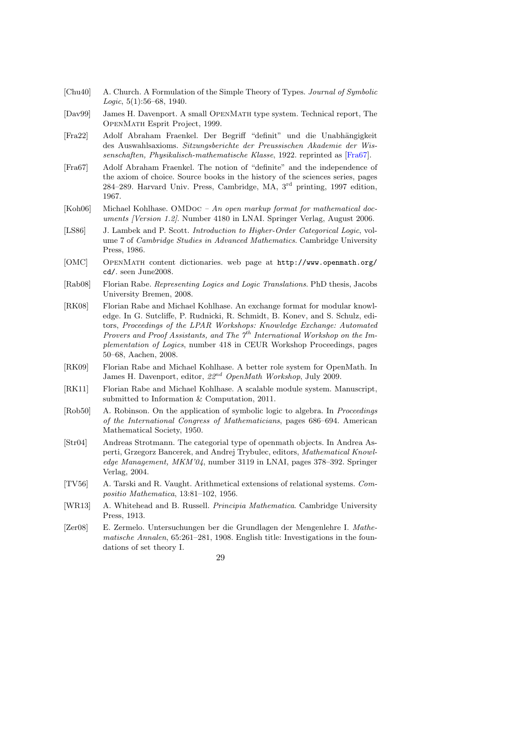[Chu40] A. Church. A Formulation of the Simple Theory of Types. *Journal of Symbolic Logic*, 5(1):56–68, 1940.

[Dav99] James H. Davenport. A small OpenMath type system. Technical report, The OpenMath Esprit Project, 1999.

[Fra22] Adolf Abraham Fraenkel. Der Begriff "definit" und die Unabhängigkeit des Auswahlsaxioms. *Sitzungsberichte der Preussischen Akademie der Wissenschaften, Physikalisch-mathematische Klasse*, 1922. reprinted as [Fra67].

[Fra67] Adolf Abraham Fraenkel. The notion of "definite" and the independence of the axiom of choice. Source books in the history of the sciences series, pages 284–289. Harvard Univ. Press, Cambridge, MA, 3rd printing, 1997 edition, 1967.

[Koh06] Michael Kohlhase. OMDoc – *An open markup format for mathematical documents [Version 1.2]*. Number 4180 in LNAI. Springer Verlag, August 2006.

[LS86] J. Lambek and P. Scott. *Introduction to Higher-Order Categorical Logic*, volume 7 of *Cambridge Studies in Advanced Mathematics*. Cambridge University Press, 1986.

[OMC] OpenMath content dictionaries. web page at http://www.openmath.org/cd/. seen June2008.

[Rab08] Florian Rabe. *Representing Logics and Logic Translations*. PhD thesis, Jacobs University Bremen, 2008.

[RK08] Florian Rabe and Michael Kohlhase. An exchange format for modular knowledge. In G. Sutcliffe, P. Rudnicki, R. Schmidt, B. Konev, and S. Schulz, editors, *Proceedings of the LPAR Workshops: Knowledge Exchange: Automated Provers and Proof Assistants, and The 7th International Workshop on the Implementation of Logics*, number 418 in CEUR Workshop Proceedings, pages 50–68, Aachen, 2008.

[RK09] Florian Rabe and Michael Kohlhase. A better role system for OpenMath. In James H. Davenport, editor, *22nd OpenMath Workshop*, July 2009.

[RK11] Florian Rabe and Michael Kohlhase. A scalable module system. Manuscript, submitted to Information & Computation, 2011.

[Rob50] A. Robinson. On the application of symbolic logic to algebra. In *Proceedings of the International Congress of Mathematicians*, pages 686–694. American Mathematical Society, 1950.

[Str04] Andreas Strotmann. The categorial type of openmath objects. In Andrea Asperti, Grzegorz Bancerek, and Andrej Trybulec, editors, *Mathematical Knowledge Management, MKM'04*, number 3119 in LNAI, pages 378–392. Springer Verlag, 2004.

[TV56] A. Tarski and R. Vaught. Arithmetical extensions of relational systems. *Compositio Mathematica*, 13:81–102, 1956.

[WR13] A. Whitehead and B. Russell. *Principia Mathematica*. Cambridge University Press, 1913.

[Zer08] E. Zermelo. Untersuchungen ber die Grundlagen der Mengenlehre I. *Mathematische Annalen*, 65:261–281, 1908. English title: Investigations in the foundations of set theory I.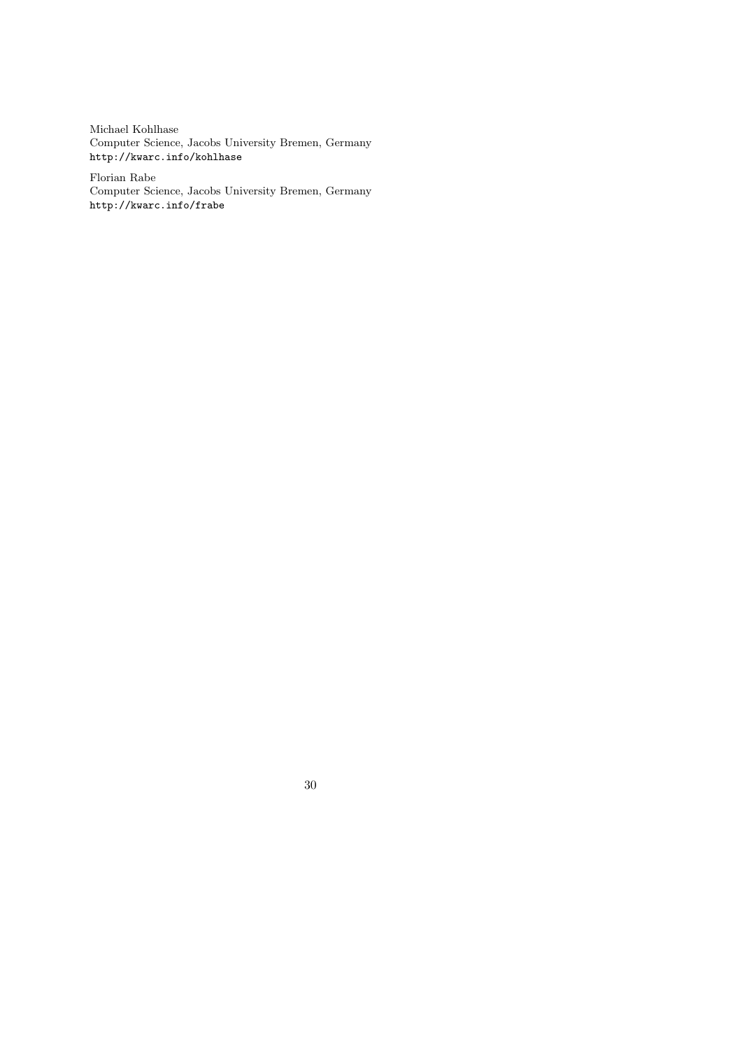Michael Kohlhase
Computer Science, Jacobs University Bremen, Germany
http://kwarc.info/kohlhase

Florian Rabe
Computer Science, Jacobs University Bremen, Germany
http://kwarc.info/frabe